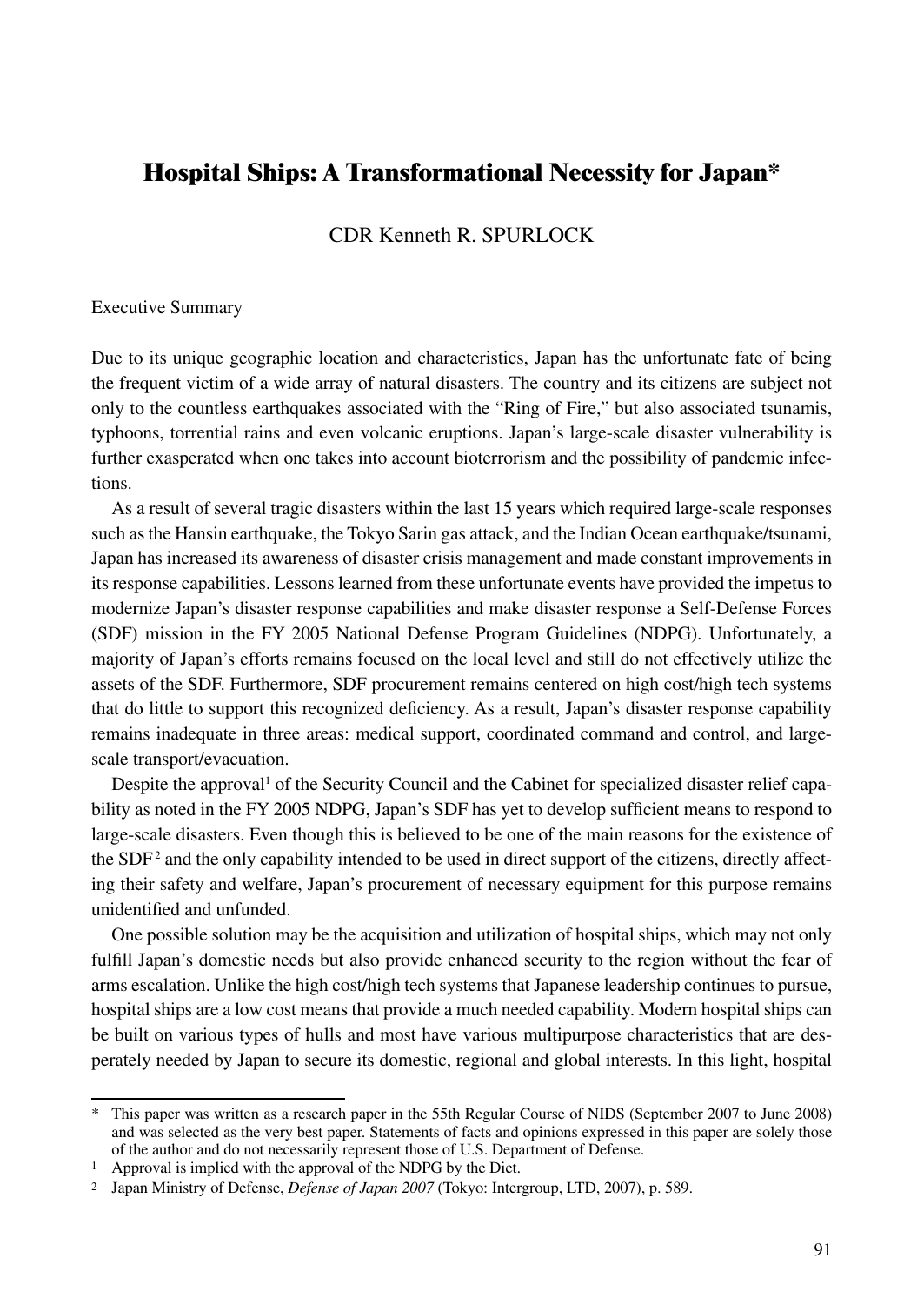# Hospital Ships: A Transformational Necessity for Japan*

CDR Kenneth R. SPURLOCK

Executive Summary

Due to its unique geographic location and characteristics, Japan has the unfortunate fate of being the frequent victim of a wide array of natural disasters. The country and its citizens are subject not only to the countless earthquakes associated with the "Ring of Fire," but also associated tsunamis, typhoons, torrential rains and even volcanic eruptions. Japan's large-scale disaster vulnerability is further exasperated when one takes into account bioterrorism and the possibility of pandemic infections.

As a result of several tragic disasters within the last 15 years which required large-scale responses such as the Hansin earthquake, the Tokyo Sarin gas attack, and the Indian Ocean earthquake/tsunami, Japan has increased its awareness of disaster crisis management and made constant improvements in its response capabilities. Lessons learned from these unfortunate events have provided the impetus to modernize Japan's disaster response capabilities and make disaster response a Self-Defense Forces (SDF) mission in the FY 2005 National Defense Program Guidelines (NDPG). Unfortunately, a majority of Japan's efforts remains focused on the local level and still do not effectively utilize the assets of the SDF. Furthermore, SDF procurement remains centered on high cost/high tech systems that do little to support this recognized deficiency. As a result, Japan's disaster response capability remains inadequate in three areas: medical support, coordinated command and control, and large-scale transport/evacuation.

Despite the approval[1] of the Security Council and the Cabinet for specialized disaster relief capability as noted in the FY 2005 NDPG, Japan's SDF has yet to develop sufficient means to respond to large-scale disasters. Even though this is believed to be one of the main reasons for the existence of the SDF[2] and the only capability intended to be used in direct support of the citizens, directly affecting their safety and welfare, Japan's procurement of necessary equipment for this purpose remains unidentified and unfunded.

One possible solution may be the acquisition and utilization of hospital ships, which may not only fulfill Japan's domestic needs but also provide enhanced security to the region without the fear of arms escalation. Unlike the high cost/high tech systems that Japanese leadership continues to pursue, hospital ships are a low cost means that provide a much needed capability. Modern hospital ships can be built on various types of hulls and most have various multipurpose characteristics that are desperately needed by Japan to secure its domestic, regional and global interests. In this light, hospital

---

\* This paper was written as a research paper in the 55th Regular Course of NIDS (September 2007 to June 2008) and was selected as the very best paper. Statements of facts and opinions expressed in this paper are solely those of the author and do not necessarily represent those of U.S. Department of Defense.

[1] Approval is implied with the approval of the NDPG by the Diet.

[2] Japan Ministry of Defense, *Defense of Japan 2007* (Tokyo: Intergroup, LTD, 2007), p. 589.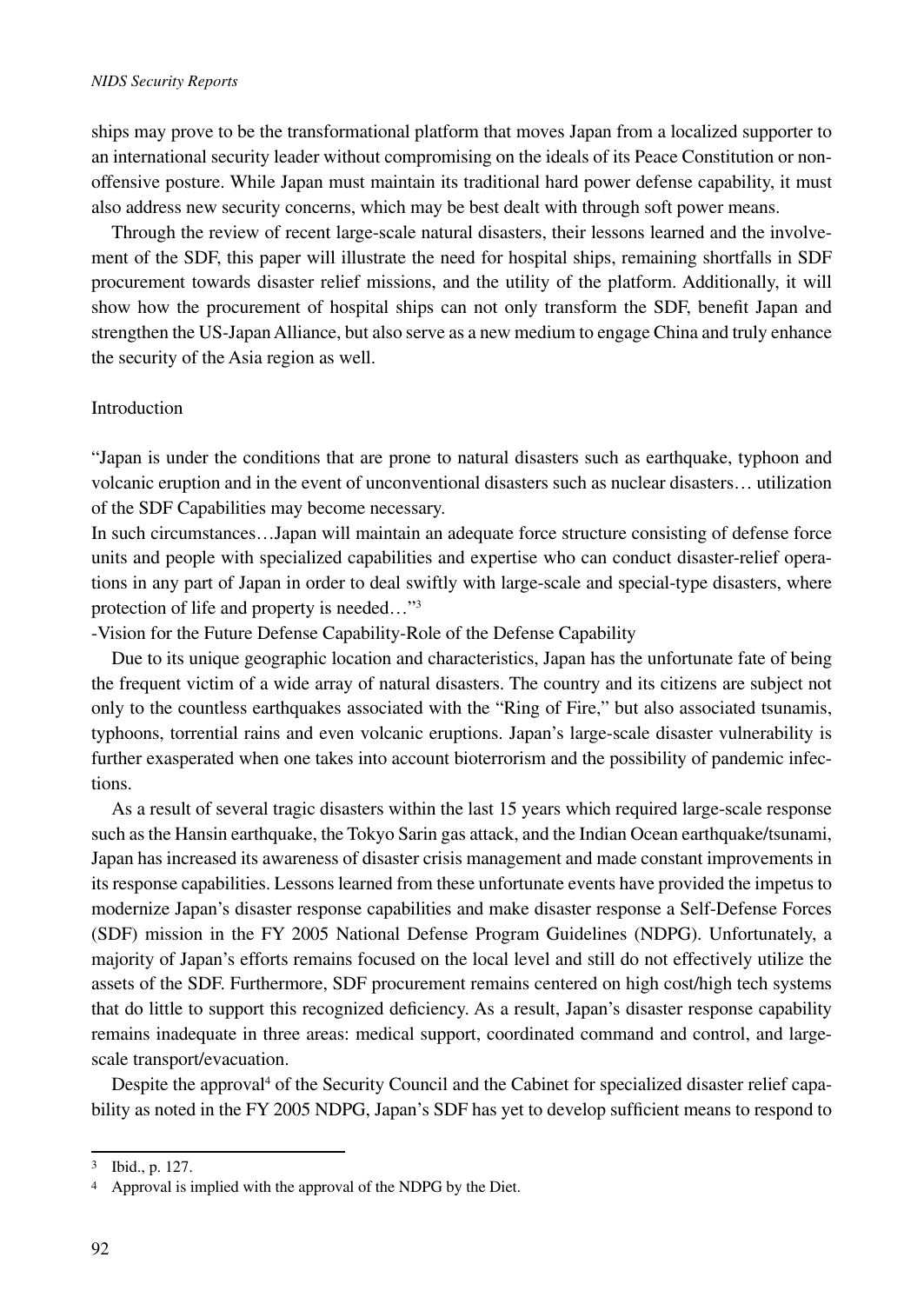ships may prove to be the transformational platform that moves Japan from a localized supporter to an international security leader without compromising on the ideals of its Peace Constitution or non-offensive posture. While Japan must maintain its traditional hard power defense capability, it must also address new security concerns, which may be best dealt with through soft power means.

Through the review of recent large-scale natural disasters, their lessons learned and the involvement of the SDF, this paper will illustrate the need for hospital ships, remaining shortfalls in SDF procurement towards disaster relief missions, and the utility of the platform. Additionally, it will show how the procurement of hospital ships can not only transform the SDF, benefit Japan and strengthen the US-Japan Alliance, but also serve as a new medium to engage China and truly enhance the security of the Asia region as well.

## Introduction

"Japan is under the conditions that are prone to natural disasters such as earthquake, typhoon and volcanic eruption and in the event of unconventional disasters such as nuclear disasters… utilization of the SDF Capabilities may become necessary.

In such circumstances…Japan will maintain an adequate force structure consisting of defense force units and people with specialized capabilities and expertise who can conduct disaster-relief operations in any part of Japan in order to deal swiftly with large-scale and special-type disasters, where protection of life and property is needed…"[3]

-Vision for the Future Defense Capability-Role of the Defense Capability

Due to its unique geographic location and characteristics, Japan has the unfortunate fate of being the frequent victim of a wide array of natural disasters. The country and its citizens are subject not only to the countless earthquakes associated with the "Ring of Fire," but also associated tsunamis, typhoons, torrential rains and even volcanic eruptions. Japan's large-scale disaster vulnerability is further exasperated when one takes into account bioterrorism and the possibility of pandemic infections.

As a result of several tragic disasters within the last 15 years which required large-scale response such as the Hansin earthquake, the Tokyo Sarin gas attack, and the Indian Ocean earthquake/tsunami, Japan has increased its awareness of disaster crisis management and made constant improvements in its response capabilities. Lessons learned from these unfortunate events have provided the impetus to modernize Japan's disaster response capabilities and make disaster response a Self-Defense Forces (SDF) mission in the FY 2005 National Defense Program Guidelines (NDPG). Unfortunately, a majority of Japan's efforts remains focused on the local level and still do not effectively utilize the assets of the SDF. Furthermore, SDF procurement remains centered on high cost/high tech systems that do little to support this recognized deficiency. As a result, Japan's disaster response capability remains inadequate in three areas: medical support, coordinated command and control, and large-scale transport/evacuation.

Despite the approval[4] of the Security Council and the Cabinet for specialized disaster relief capability as noted in the FY 2005 NDPG, Japan's SDF has yet to develop sufficient means to respond to

---

[3] Ibid., p. 127.

[4] Approval is implied with the approval of the NDPG by the Diet.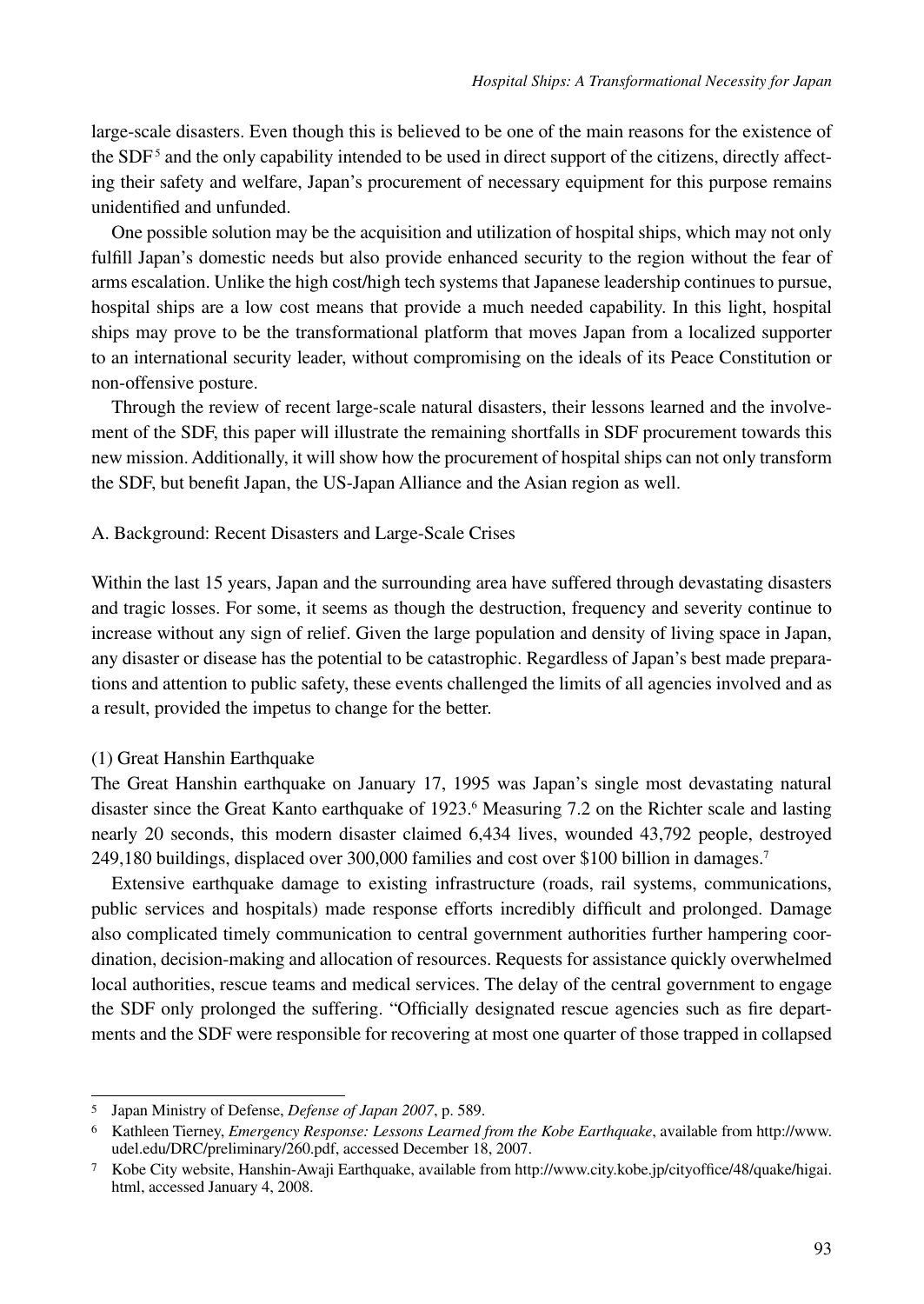large-scale disasters. Even though this is believed to be one of the main reasons for the existence of the SDF[5] and the only capability intended to be used in direct support of the citizens, directly affecting their safety and welfare, Japan's procurement of necessary equipment for this purpose remains unidentified and unfunded.

One possible solution may be the acquisition and utilization of hospital ships, which may not only fulfill Japan's domestic needs but also provide enhanced security to the region without the fear of arms escalation. Unlike the high cost/high tech systems that Japanese leadership continues to pursue, hospital ships are a low cost means that provide a much needed capability. In this light, hospital ships may prove to be the transformational platform that moves Japan from a localized supporter to an international security leader, without compromising on the ideals of its Peace Constitution or non-offensive posture.

Through the review of recent large-scale natural disasters, their lessons learned and the involvement of the SDF, this paper will illustrate the remaining shortfalls in SDF procurement towards this new mission. Additionally, it will show how the procurement of hospital ships can not only transform the SDF, but benefit Japan, the US-Japan Alliance and the Asian region as well.

## A. Background: Recent Disasters and Large-Scale Crises

Within the last 15 years, Japan and the surrounding area have suffered through devastating disasters and tragic losses. For some, it seems as though the destruction, frequency and severity continue to increase without any sign of relief. Given the large population and density of living space in Japan, any disaster or disease has the potential to be catastrophic. Regardless of Japan's best made preparations and attention to public safety, these events challenged the limits of all agencies involved and as a result, provided the impetus to change for the better.

### (1) Great Hanshin Earthquake

The Great Hanshin earthquake on January 17, 1995 was Japan's single most devastating natural disaster since the Great Kanto earthquake of 1923.[6] Measuring 7.2 on the Richter scale and lasting nearly 20 seconds, this modern disaster claimed 6,434 lives, wounded 43,792 people, destroyed 249,180 buildings, displaced over 300,000 families and cost over $100 billion in damages.[7]

Extensive earthquake damage to existing infrastructure (roads, rail systems, communications, public services and hospitals) made response efforts incredibly difficult and prolonged. Damage also complicated timely communication to central government authorities further hampering coordination, decision-making and allocation of resources. Requests for assistance quickly overwhelmed local authorities, rescue teams and medical services. The delay of the central government to engage the SDF only prolonged the suffering. "Officially designated rescue agencies such as fire departments and the SDF were responsible for recovering at most one quarter of those trapped in collapsed

---

[5] Japan Ministry of Defense, *Defense of Japan 2007*, p. 589.

[6] Kathleen Tierney, *Emergency Response: Lessons Learned from the Kobe Earthquake*, available from http://www.udel.edu/DRC/preliminary/260.pdf, accessed December 18, 2007.

[7] Kobe City website, Hanshin-Awaji Earthquake, available from http://www.city.kobe.jp/cityoffice/48/quake/higai.html, accessed January 4, 2008.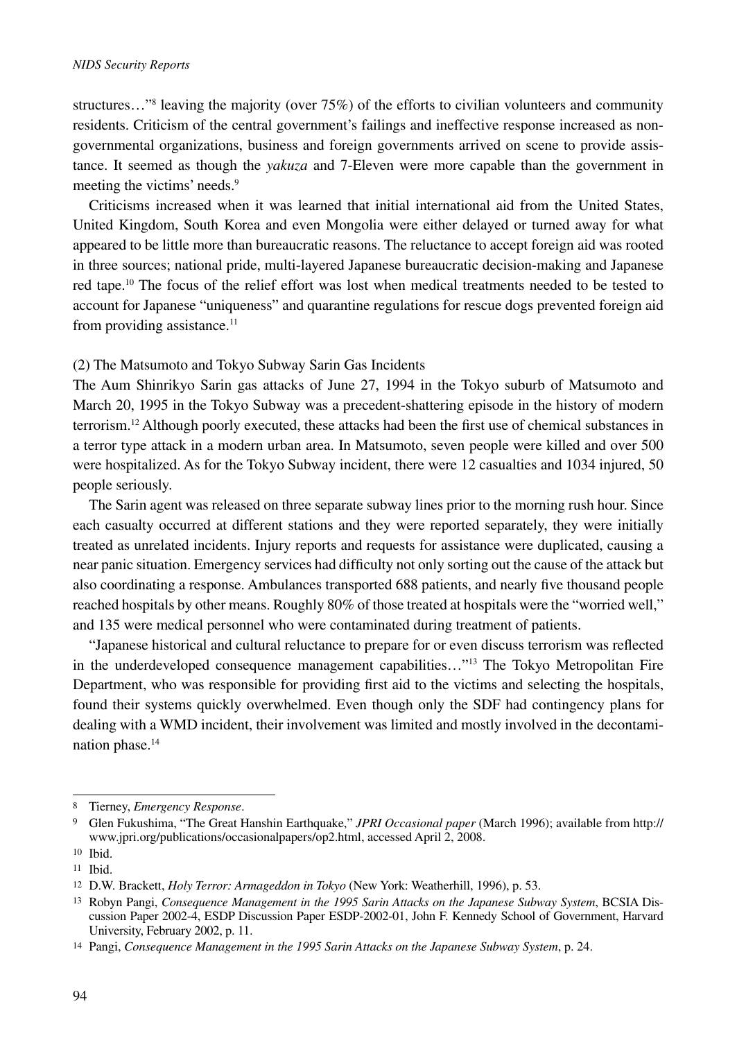structures…"[8] leaving the majority (over 75%) of the efforts to civilian volunteers and community residents. Criticism of the central government's failings and ineffective response increased as non-governmental organizations, business and foreign governments arrived on scene to provide assistance. It seemed as though the *yakuza* and 7-Eleven were more capable than the government in meeting the victims' needs.[9]

Criticisms increased when it was learned that initial international aid from the United States, United Kingdom, South Korea and even Mongolia were either delayed or turned away for what appeared to be little more than bureaucratic reasons. The reluctance to accept foreign aid was rooted in three sources; national pride, multi-layered Japanese bureaucratic decision-making and Japanese red tape.[10] The focus of the relief effort was lost when medical treatments needed to be tested to account for Japanese "uniqueness" and quarantine regulations for rescue dogs prevented foreign aid from providing assistance.[11]

(2) The Matsumoto and Tokyo Subway Sarin Gas Incidents

The Aum Shinrikyo Sarin gas attacks of June 27, 1994 in the Tokyo suburb of Matsumoto and March 20, 1995 in the Tokyo Subway was a precedent-shattering episode in the history of modern terrorism.[12] Although poorly executed, these attacks had been the first use of chemical substances in a terror type attack in a modern urban area. In Matsumoto, seven people were killed and over 500 were hospitalized. As for the Tokyo Subway incident, there were 12 casualties and 1034 injured, 50 people seriously.

The Sarin agent was released on three separate subway lines prior to the morning rush hour. Since each casualty occurred at different stations and they were reported separately, they were initially treated as unrelated incidents. Injury reports and requests for assistance were duplicated, causing a near panic situation. Emergency services had difficulty not only sorting out the cause of the attack but also coordinating a response. Ambulances transported 688 patients, and nearly five thousand people reached hospitals by other means. Roughly 80% of those treated at hospitals were the "worried well," and 135 were medical personnel who were contaminated during treatment of patients.

"Japanese historical and cultural reluctance to prepare for or even discuss terrorism was reflected in the underdeveloped consequence management capabilities…"[13] The Tokyo Metropolitan Fire Department, who was responsible for providing first aid to the victims and selecting the hospitals, found their systems quickly overwhelmed. Even though only the SDF had contingency plans for dealing with a WMD incident, their involvement was limited and mostly involved in the decontamination phase.[14]

---

8 Tierney, *Emergency Response*.

9 Glen Fukushima, "The Great Hanshin Earthquake," *JPRI Occasional paper* (March 1996); available from http://www.jpri.org/publications/occasionalpapers/op2.html, accessed April 2, 2008.

10 Ibid.

11 Ibid.

12 D.W. Brackett, *Holy Terror: Armageddon in Tokyo* (New York: Weatherhill, 1996), p. 53.

13 Robyn Pangi, *Consequence Management in the 1995 Sarin Attacks on the Japanese Subway System*, BCSIA Discussion Paper 2002-4, ESDP Discussion Paper ESDP-2002-01, John F. Kennedy School of Government, Harvard University, February 2002, p. 11.

14 Pangi, *Consequence Management in the 1995 Sarin Attacks on the Japanese Subway System*, p. 24.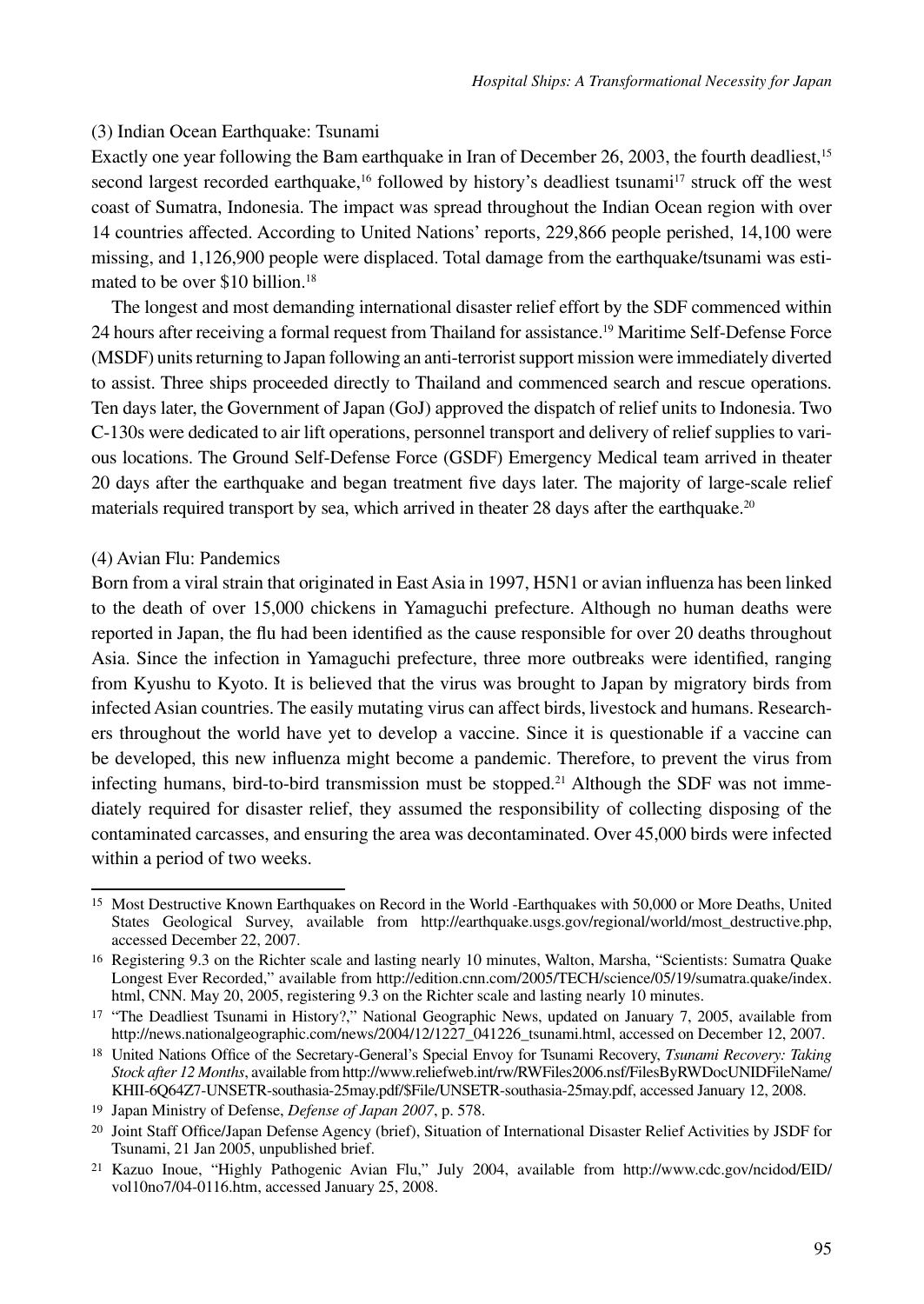(3) Indian Ocean Earthquake: Tsunami

Exactly one year following the Bam earthquake in Iran of December 26, 2003, the fourth deadliest,[15] second largest recorded earthquake,[16] followed by history's deadliest tsunami[17] struck off the west coast of Sumatra, Indonesia. The impact was spread throughout the Indian Ocean region with over 14 countries affected. According to United Nations' reports, 229,866 people perished, 14,100 were missing, and 1,126,900 people were displaced. Total damage from the earthquake/tsunami was estimated to be over $10 billion.[18]

The longest and most demanding international disaster relief effort by the SDF commenced within 24 hours after receiving a formal request from Thailand for assistance.[19] Maritime Self-Defense Force (MSDF) units returning to Japan following an anti-terrorist support mission were immediately diverted to assist. Three ships proceeded directly to Thailand and commenced search and rescue operations. Ten days later, the Government of Japan (GoJ) approved the dispatch of relief units to Indonesia. Two C-130s were dedicated to air lift operations, personnel transport and delivery of relief supplies to various locations. The Ground Self-Defense Force (GSDF) Emergency Medical team arrived in theater 20 days after the earthquake and began treatment five days later. The majority of large-scale relief materials required transport by sea, which arrived in theater 28 days after the earthquake.[20]

(4) Avian Flu: Pandemics

Born from a viral strain that originated in East Asia in 1997, H5N1 or avian influenza has been linked to the death of over 15,000 chickens in Yamaguchi prefecture. Although no human deaths were reported in Japan, the flu had been identified as the cause responsible for over 20 deaths throughout Asia. Since the infection in Yamaguchi prefecture, three more outbreaks were identified, ranging from Kyushu to Kyoto. It is believed that the virus was brought to Japan by migratory birds from infected Asian countries. The easily mutating virus can affect birds, livestock and humans. Researchers throughout the world have yet to develop a vaccine. Since it is questionable if a vaccine can be developed, this new influenza might become a pandemic. Therefore, to prevent the virus from infecting humans, bird-to-bird transmission must be stopped.[21] Although the SDF was not immediately required for disaster relief, they assumed the responsibility of collecting disposing of the contaminated carcasses, and ensuring the area was decontaminated. Over 45,000 birds were infected within a period of two weeks.

---

[15] Most Destructive Known Earthquakes on Record in the World -Earthquakes with 50,000 or More Deaths, United States Geological Survey, available from http://earthquake.usgs.gov/regional/world/most_destructive.php, accessed December 22, 2007.

[16] Registering 9.3 on the Richter scale and lasting nearly 10 minutes, Walton, Marsha, "Scientists: Sumatra Quake Longest Ever Recorded," available from http://edition.cnn.com/2005/TECH/science/05/19/sumatra.quake/index.html, CNN. May 20, 2005, registering 9.3 on the Richter scale and lasting nearly 10 minutes.

[17] "The Deadliest Tsunami in History?," National Geographic News, updated on January 7, 2005, available from http://news.nationalgeographic.com/news/2004/12/1227_041226_tsunami.html, accessed on December 12, 2007.

[18] United Nations Office of the Secretary-General's Special Envoy for Tsunami Recovery, *Tsunami Recovery: Taking Stock after 12 Months*, available from http://www.reliefweb.int/rw/RWFiles2006.nsf/FilesByRWDocUNIDFileName/KHII-6Q64Z7-UNSETR-southasia-25may.pdf/$File/UNSETR-southasia-25may.pdf, accessed January 12, 2008.

[19] Japan Ministry of Defense, *Defense of Japan 2007*, p. 578.

[20] Joint Staff Office/Japan Defense Agency (brief), Situation of International Disaster Relief Activities by JSDF for Tsunami, 21 Jan 2005, unpublished brief.

[21] Kazuo Inoue, "Highly Pathogenic Avian Flu," July 2004, available from http://www.cdc.gov/ncidod/EID/vol10no7/04-0116.htm, accessed January 25, 2008.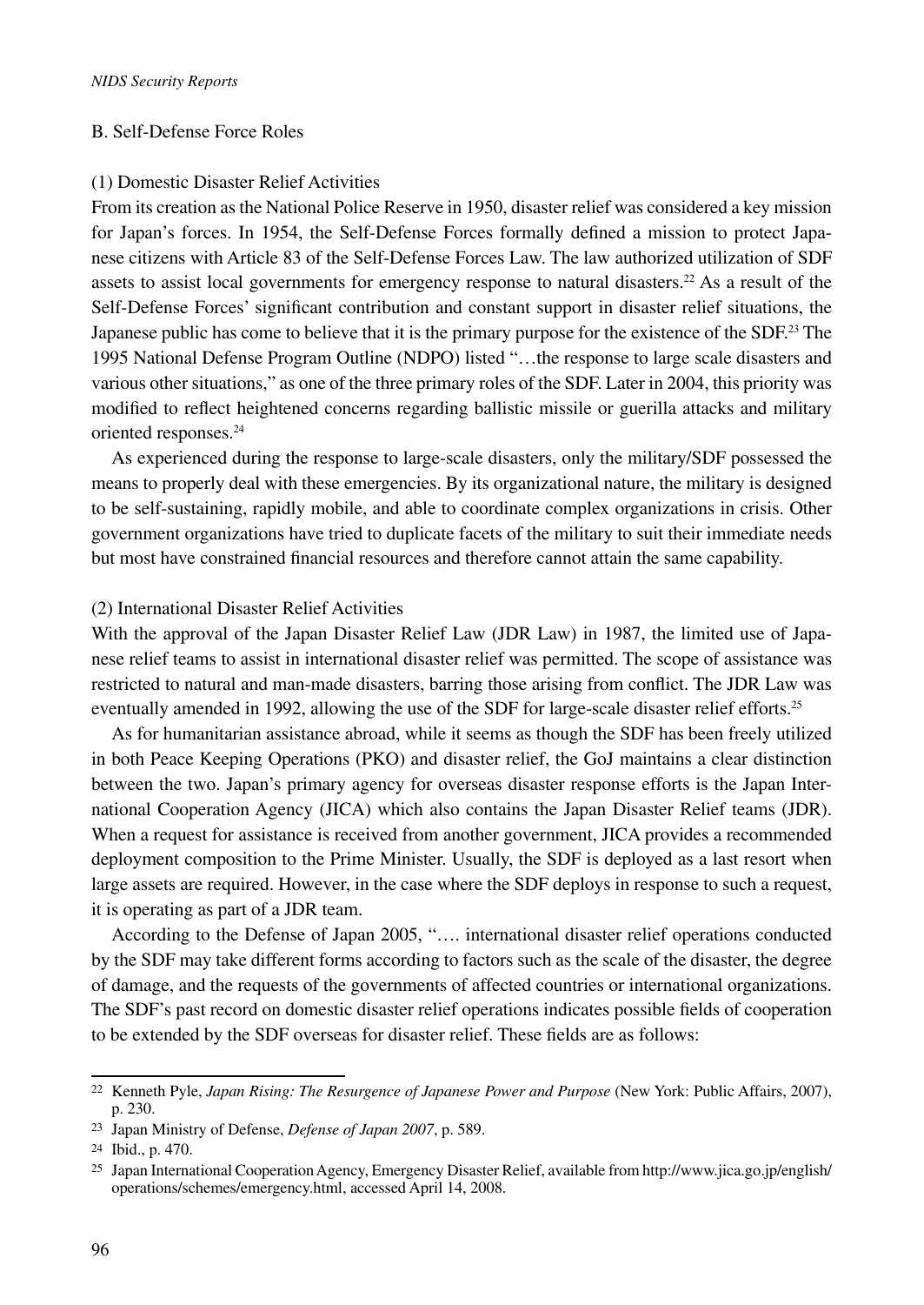### B. Self-Defense Force Roles

#### (1) Domestic Disaster Relief Activities

From its creation as the National Police Reserve in 1950, disaster relief was considered a key mission for Japan's forces. In 1954, the Self-Defense Forces formally defined a mission to protect Japanese citizens with Article 83 of the Self-Defense Forces Law. The law authorized utilization of SDF assets to assist local governments for emergency response to natural disasters.[22] As a result of the Self-Defense Forces' significant contribution and constant support in disaster relief situations, the Japanese public has come to believe that it is the primary purpose for the existence of the SDF.[23] The 1995 National Defense Program Outline (NDPO) listed "…the response to large scale disasters and various other situations," as one of the three primary roles of the SDF. Later in 2004, this priority was modified to reflect heightened concerns regarding ballistic missile or guerilla attacks and military oriented responses.[24]

As experienced during the response to large-scale disasters, only the military/SDF possessed the means to properly deal with these emergencies. By its organizational nature, the military is designed to be self-sustaining, rapidly mobile, and able to coordinate complex organizations in crisis. Other government organizations have tried to duplicate facets of the military to suit their immediate needs but most have constrained financial resources and therefore cannot attain the same capability.

#### (2) International Disaster Relief Activities

With the approval of the Japan Disaster Relief Law (JDR Law) in 1987, the limited use of Japanese relief teams to assist in international disaster relief was permitted. The scope of assistance was restricted to natural and man-made disasters, barring those arising from conflict. The JDR Law was eventually amended in 1992, allowing the use of the SDF for large-scale disaster relief efforts.[25]

As for humanitarian assistance abroad, while it seems as though the SDF has been freely utilized in both Peace Keeping Operations (PKO) and disaster relief, the GoJ maintains a clear distinction between the two. Japan's primary agency for overseas disaster response efforts is the Japan International Cooperation Agency (JICA) which also contains the Japan Disaster Relief teams (JDR). When a request for assistance is received from another government, JICA provides a recommended deployment composition to the Prime Minister. Usually, the SDF is deployed as a last resort when large assets are required. However, in the case where the SDF deploys in response to such a request, it is operating as part of a JDR team.

According to the Defense of Japan 2005, "…. international disaster relief operations conducted by the SDF may take different forms according to factors such as the scale of the disaster, the degree of damage, and the requests of the governments of affected countries or international organizations. The SDF's past record on domestic disaster relief operations indicates possible fields of cooperation to be extended by the SDF overseas for disaster relief. These fields are as follows:

---

[22] Kenneth Pyle, *Japan Rising: The Resurgence of Japanese Power and Purpose* (New York: Public Affairs, 2007), p. 230.

[23] Japan Ministry of Defense, *Defense of Japan 2007*, p. 589.

[24] Ibid., p. 470.

[25] Japan International Cooperation Agency, Emergency Disaster Relief, available from http://www.jica.go.jp/english/operations/schemes/emergency.html, accessed April 14, 2008.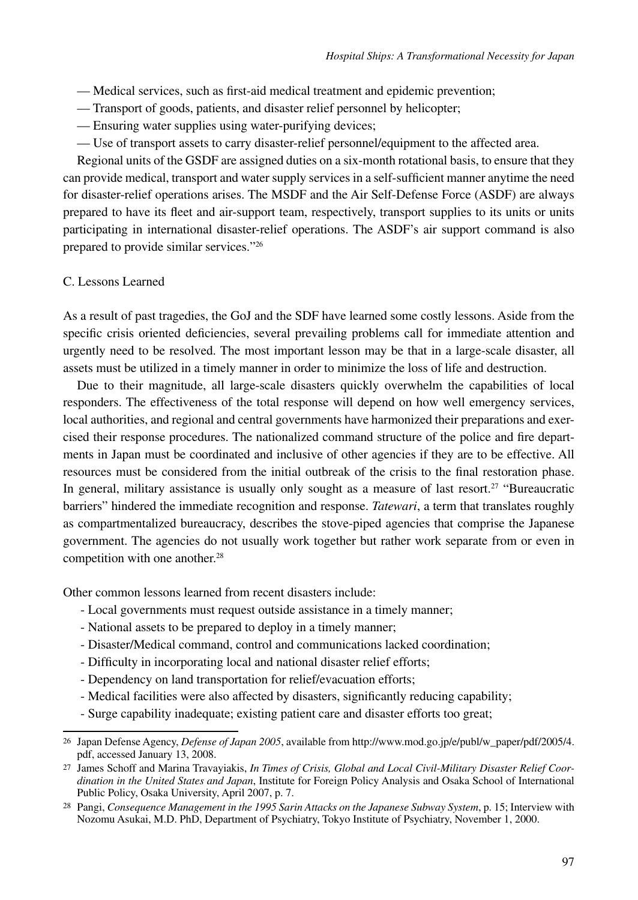— Medical services, such as first-aid medical treatment and epidemic prevention;

— Transport of goods, patients, and disaster relief personnel by helicopter;

— Ensuring water supplies using water-purifying devices;

— Use of transport assets to carry disaster-relief personnel/equipment to the affected area.

Regional units of the GSDF are assigned duties on a six-month rotational basis, to ensure that they can provide medical, transport and water supply services in a self-sufficient manner anytime the need for disaster-relief operations arises. The MSDF and the Air Self-Defense Force (ASDF) are always prepared to have its fleet and air-support team, respectively, transport supplies to its units or units participating in international disaster-relief operations. The ASDF's air support command is also prepared to provide similar services."[26]

C. Lessons Learned

As a result of past tragedies, the GoJ and the SDF have learned some costly lessons. Aside from the specific crisis oriented deficiencies, several prevailing problems call for immediate attention and urgently need to be resolved. The most important lesson may be that in a large-scale disaster, all assets must be utilized in a timely manner in order to minimize the loss of life and destruction.

Due to their magnitude, all large-scale disasters quickly overwhelm the capabilities of local responders. The effectiveness of the total response will depend on how well emergency services, local authorities, and regional and central governments have harmonized their preparations and exercised their response procedures. The nationalized command structure of the police and fire departments in Japan must be coordinated and inclusive of other agencies if they are to be effective. All resources must be considered from the initial outbreak of the crisis to the final restoration phase. In general, military assistance is usually only sought as a measure of last resort.[27] "Bureaucratic barriers" hindered the immediate recognition and response. *Tatewari*, a term that translates roughly as compartmentalized bureaucracy, describes the stove-piped agencies that comprise the Japanese government. The agencies do not usually work together but rather work separate from or even in competition with one another.[28]

Other common lessons learned from recent disasters include:

- Local governments must request outside assistance in a timely manner;
- National assets to be prepared to deploy in a timely manner;
- Disaster/Medical command, control and communications lacked coordination;
- Difficulty in incorporating local and national disaster relief efforts;
- Dependency on land transportation for relief/evacuation efforts;
- Medical facilities were also affected by disasters, significantly reducing capability;
- Surge capability inadequate; existing patient care and disaster efforts too great;

---

[26] Japan Defense Agency, *Defense of Japan 2005*, available from http://www.mod.go.jp/e/publ/w_paper/pdf/2005/4.pdf, accessed January 13, 2008.

[27] James Schoff and Marina Travayiakis, *In Times of Crisis, Global and Local Civil-Military Disaster Relief Coordination in the United States and Japan*, Institute for Foreign Policy Analysis and Osaka School of International Public Policy, Osaka University, April 2007, p. 7.

[28] Pangi, *Consequence Management in the 1995 Sarin Attacks on the Japanese Subway System*, p. 15; Interview with Nozomu Asukai, M.D. PhD, Department of Psychiatry, Tokyo Institute of Psychiatry, November 1, 2000.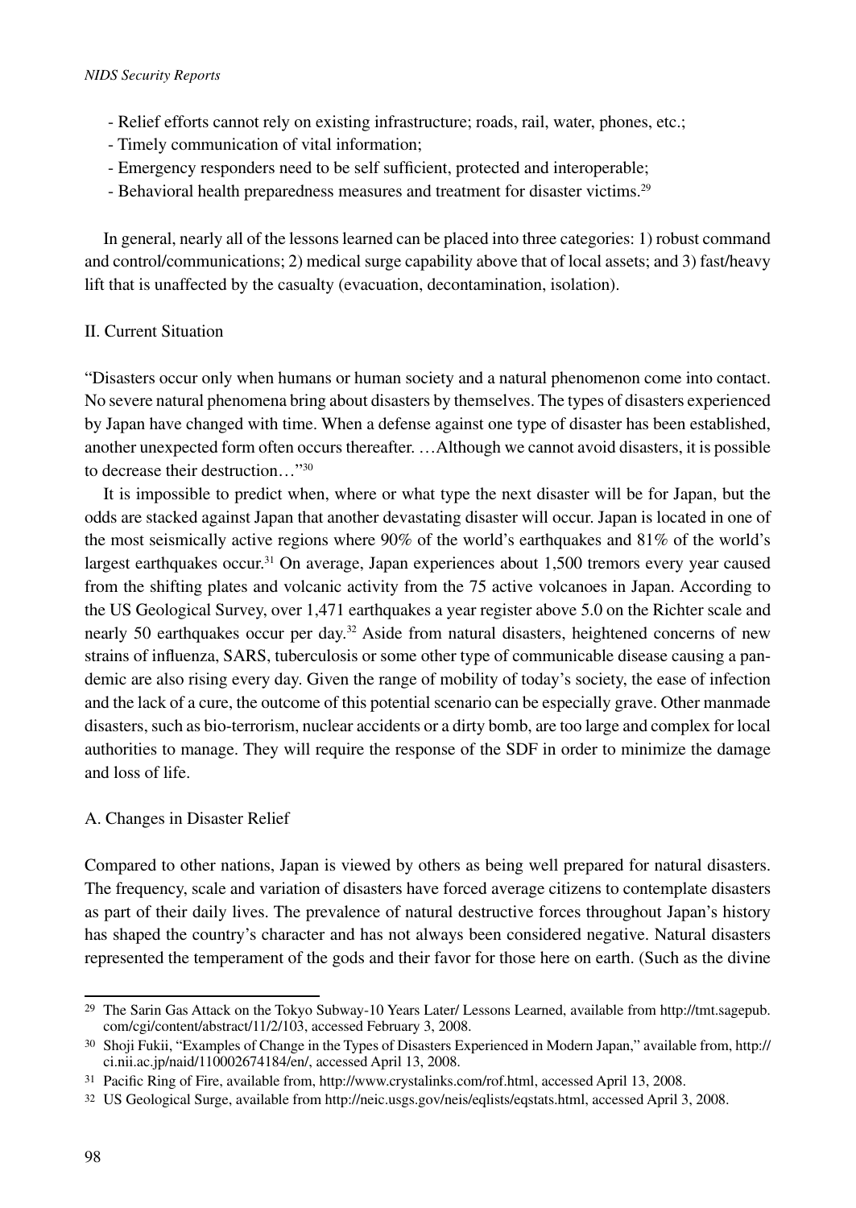- Relief efforts cannot rely on existing infrastructure; roads, rail, water, phones, etc.;
- Timely communication of vital information;
- Emergency responders need to be self sufficient, protected and interoperable;
- Behavioral health preparedness measures and treatment for disaster victims.[29]

In general, nearly all of the lessons learned can be placed into three categories: 1) robust command and control/communications; 2) medical surge capability above that of local assets; and 3) fast/heavy lift that is unaffected by the casualty (evacuation, decontamination, isolation).

## II. Current Situation

"Disasters occur only when humans or human society and a natural phenomenon come into contact. No severe natural phenomena bring about disasters by themselves. The types of disasters experienced by Japan have changed with time. When a defense against one type of disaster has been established, another unexpected form often occurs thereafter. …Although we cannot avoid disasters, it is possible to decrease their destruction…"[30]

It is impossible to predict when, where or what type the next disaster will be for Japan, but the odds are stacked against Japan that another devastating disaster will occur. Japan is located in one of the most seismically active regions where 90% of the world's earthquakes and 81% of the world's largest earthquakes occur.[31] On average, Japan experiences about 1,500 tremors every year caused from the shifting plates and volcanic activity from the 75 active volcanoes in Japan. According to the US Geological Survey, over 1,471 earthquakes a year register above 5.0 on the Richter scale and nearly 50 earthquakes occur per day.[32] Aside from natural disasters, heightened concerns of new strains of influenza, SARS, tuberculosis or some other type of communicable disease causing a pandemic are also rising every day. Given the range of mobility of today's society, the ease of infection and the lack of a cure, the outcome of this potential scenario can be especially grave. Other manmade disasters, such as bio-terrorism, nuclear accidents or a dirty bomb, are too large and complex for local authorities to manage. They will require the response of the SDF in order to minimize the damage and loss of life.

### A. Changes in Disaster Relief

Compared to other nations, Japan is viewed by others as being well prepared for natural disasters. The frequency, scale and variation of disasters have forced average citizens to contemplate disasters as part of their daily lives. The prevalence of natural destructive forces throughout Japan's history has shaped the country's character and has not always been considered negative. Natural disasters represented the temperament of the gods and their favor for those here on earth. (Such as the divine

---

[29] The Sarin Gas Attack on the Tokyo Subway-10 Years Later/ Lessons Learned, available from http://tmt.sagepub.com/cgi/content/abstract/11/2/103, accessed February 3, 2008.

[30] Shoji Fukii, "Examples of Change in the Types of Disasters Experienced in Modern Japan," available from, http://ci.nii.ac.jp/naid/110002674184/en/, accessed April 13, 2008.

[31] Pacific Ring of Fire, available from, http://www.crystalinks.com/rof.html, accessed April 13, 2008.

[32] US Geological Surge, available from http://neic.usgs.gov/neis/eqlists/eqstats.html, accessed April 3, 2008.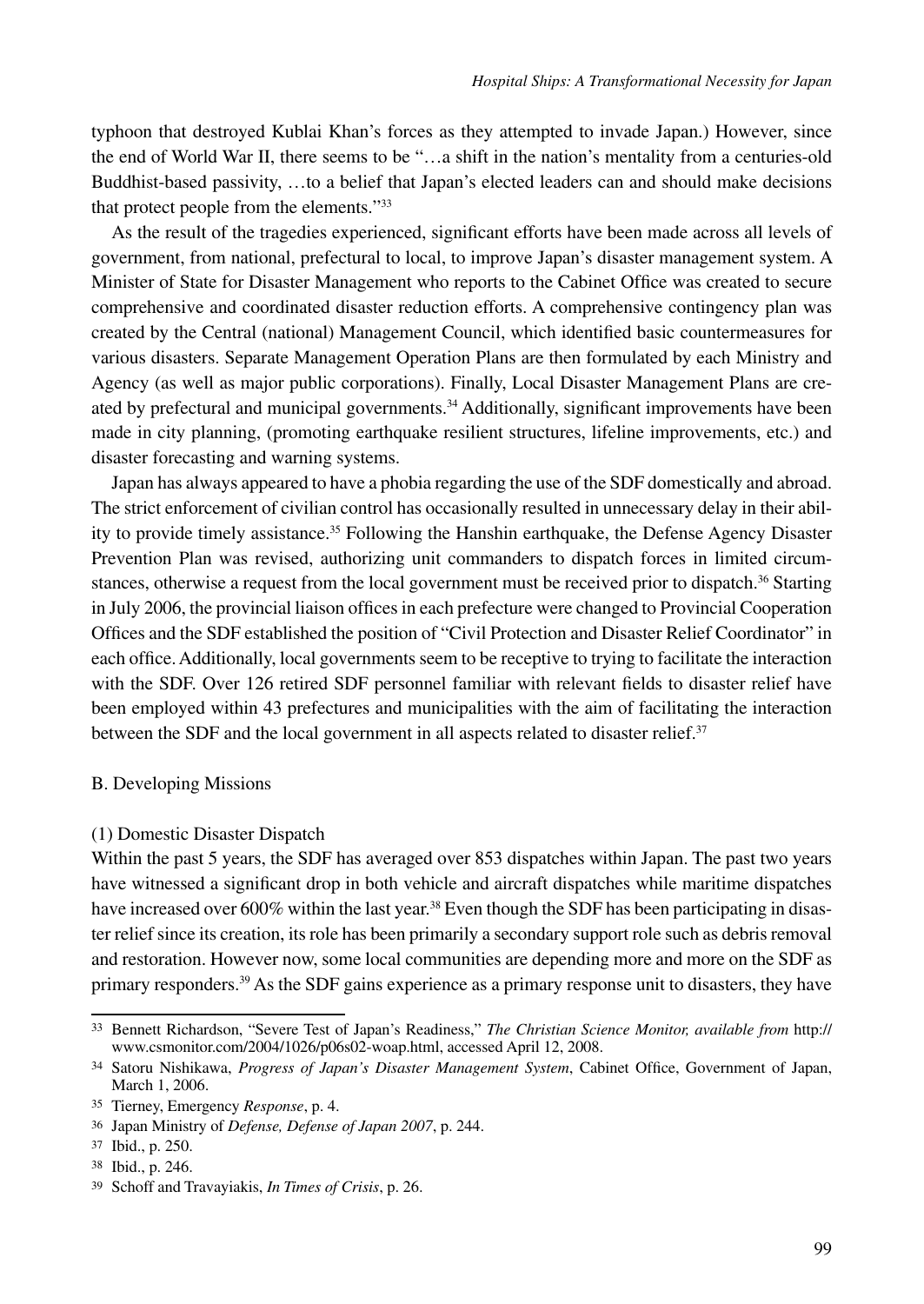typhoon that destroyed Kublai Khan's forces as they attempted to invade Japan.) However, since the end of World War II, there seems to be "…a shift in the nation's mentality from a centuries-old Buddhist-based passivity, …to a belief that Japan's elected leaders can and should make decisions that protect people from the elements."[33]

As the result of the tragedies experienced, significant efforts have been made across all levels of government, from national, prefectural to local, to improve Japan's disaster management system. A Minister of State for Disaster Management who reports to the Cabinet Office was created to secure comprehensive and coordinated disaster reduction efforts. A comprehensive contingency plan was created by the Central (national) Management Council, which identified basic countermeasures for various disasters. Separate Management Operation Plans are then formulated by each Ministry and Agency (as well as major public corporations). Finally, Local Disaster Management Plans are created by prefectural and municipal governments.[34] Additionally, significant improvements have been made in city planning, (promoting earthquake resilient structures, lifeline improvements, etc.) and disaster forecasting and warning systems.

Japan has always appeared to have a phobia regarding the use of the SDF domestically and abroad. The strict enforcement of civilian control has occasionally resulted in unnecessary delay in their ability to provide timely assistance.[35] Following the Hanshin earthquake, the Defense Agency Disaster Prevention Plan was revised, authorizing unit commanders to dispatch forces in limited circumstances, otherwise a request from the local government must be received prior to dispatch.[36] Starting in July 2006, the provincial liaison offices in each prefecture were changed to Provincial Cooperation Offices and the SDF established the position of "Civil Protection and Disaster Relief Coordinator" in each office. Additionally, local governments seem to be receptive to trying to facilitate the interaction with the SDF. Over 126 retired SDF personnel familiar with relevant fields to disaster relief have been employed within 43 prefectures and municipalities with the aim of facilitating the interaction between the SDF and the local government in all aspects related to disaster relief.[37]

B. Developing Missions

(1) Domestic Disaster Dispatch

Within the past 5 years, the SDF has averaged over 853 dispatches within Japan. The past two years have witnessed a significant drop in both vehicle and aircraft dispatches while maritime dispatches have increased over 600% within the last year.[38] Even though the SDF has been participating in disaster relief since its creation, its role has been primarily a secondary support role such as debris removal and restoration. However now, some local communities are depending more and more on the SDF as primary responders.[39] As the SDF gains experience as a primary response unit to disasters, they have

---

[33] Bennett Richardson, "Severe Test of Japan's Readiness," *The Christian Science Monitor, available from* http://www.csmonitor.com/2004/1026/p06s02-woap.html, accessed April 12, 2008.

[34] Satoru Nishikawa, *Progress of Japan's Disaster Management System*, Cabinet Office, Government of Japan, March 1, 2006.

[35] Tierney, Emergency *Response*, p. 4.

[36] Japan Ministry of *Defense, Defense of Japan 2007*, p. 244.

[37] Ibid., p. 250.

[38] Ibid., p. 246.

[39] Schoff and Travayiakis, *In Times of Crisis*, p. 26.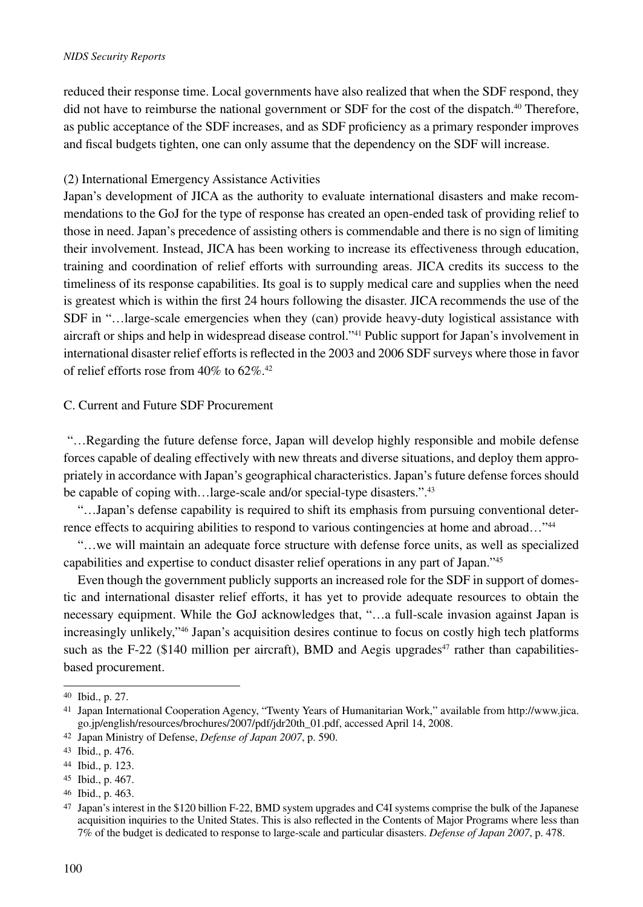reduced their response time. Local governments have also realized that when the SDF respond, they did not have to reimburse the national government or SDF for the cost of the dispatch.[40] Therefore, as public acceptance of the SDF increases, and as SDF proficiency as a primary responder improves and fiscal budgets tighten, one can only assume that the dependency on the SDF will increase.

(2) International Emergency Assistance Activities

Japan's development of JICA as the authority to evaluate international disasters and make recommendations to the GoJ for the type of response has created an open-ended task of providing relief to those in need. Japan's precedence of assisting others is commendable and there is no sign of limiting their involvement. Instead, JICA has been working to increase its effectiveness through education, training and coordination of relief efforts with surrounding areas. JICA credits its success to the timeliness of its response capabilities. Its goal is to supply medical care and supplies when the need is greatest which is within the first 24 hours following the disaster. JICA recommends the use of the SDF in "…large-scale emergencies when they (can) provide heavy-duty logistical assistance with aircraft or ships and help in widespread disease control."[41] Public support for Japan's involvement in international disaster relief efforts is reflected in the 2003 and 2006 SDF surveys where those in favor of relief efforts rose from 40% to 62%.[42]

C. Current and Future SDF Procurement

"…Regarding the future defense force, Japan will develop highly responsible and mobile defense forces capable of dealing effectively with new threats and diverse situations, and deploy them appropriately in accordance with Japan's geographical characteristics. Japan's future defense forces should be capable of coping with…large-scale and/or special-type disasters.".[43]

"…Japan's defense capability is required to shift its emphasis from pursuing conventional deterrence effects to acquiring abilities to respond to various contingencies at home and abroad…"[44]

"…we will maintain an adequate force structure with defense force units, as well as specialized capabilities and expertise to conduct disaster relief operations in any part of Japan."[45]

Even though the government publicly supports an increased role for the SDF in support of domestic and international disaster relief efforts, it has yet to provide adequate resources to obtain the necessary equipment. While the GoJ acknowledges that, "…a full-scale invasion against Japan is increasingly unlikely,"[46] Japan's acquisition desires continue to focus on costly high tech platforms such as the F-22 ($140 million per aircraft), BMD and Aegis upgrades[47] rather than capabilities-based procurement.

---

[40] Ibid., p. 27.

[41] Japan International Cooperation Agency, "Twenty Years of Humanitarian Work," available from http://www.jica.go.jp/english/resources/brochures/2007/pdf/jdr20th_01.pdf, accessed April 14, 2008.

[42] Japan Ministry of Defense, *Defense of Japan 2007*, p. 590.

[43] Ibid., p. 476.

[44] Ibid., p. 123.

[45] Ibid., p. 467.

[46] Ibid., p. 463.

[47] Japan's interest in the $120 billion F-22, BMD system upgrades and C4I systems comprise the bulk of the Japanese acquisition inquiries to the United States. This is also reflected in the Contents of Major Programs where less than 7% of the budget is dedicated to response to large-scale and particular disasters. *Defense of Japan 2007*, p. 478.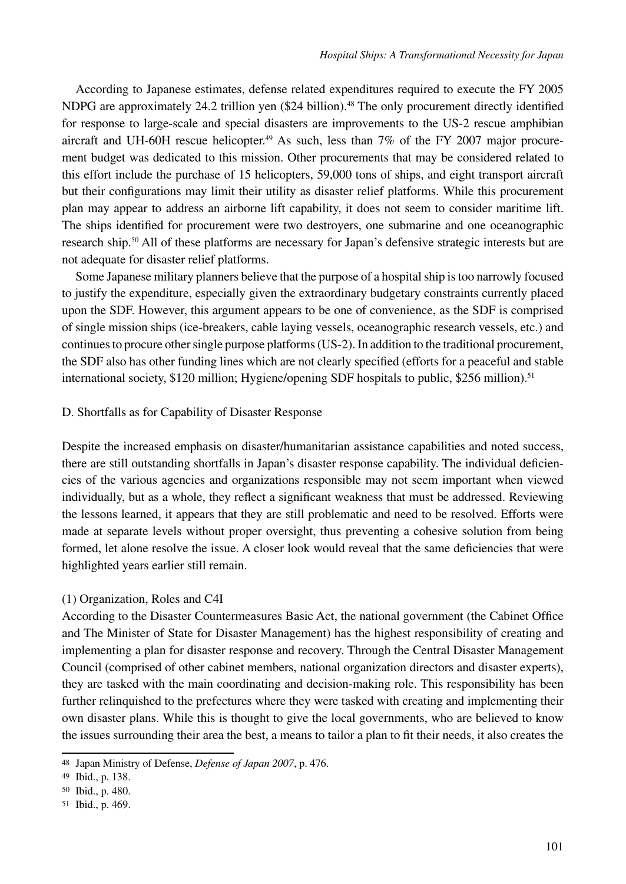According to Japanese estimates, defense related expenditures required to execute the FY 2005 NDPG are approximately 24.2 trillion yen ($24 billion).[48] The only procurement directly identified for response to large-scale and special disasters are improvements to the US-2 rescue amphibian aircraft and UH-60H rescue helicopter.[49] As such, less than 7% of the FY 2007 major procurement budget was dedicated to this mission. Other procurements that may be considered related to this effort include the purchase of 15 helicopters, 59,000 tons of ships, and eight transport aircraft but their configurations may limit their utility as disaster relief platforms. While this procurement plan may appear to address an airborne lift capability, it does not seem to consider maritime lift. The ships identified for procurement were two destroyers, one submarine and one oceanographic research ship.[50] All of these platforms are necessary for Japan's defensive strategic interests but are not adequate for disaster relief platforms.

Some Japanese military planners believe that the purpose of a hospital ship is too narrowly focused to justify the expenditure, especially given the extraordinary budgetary constraints currently placed upon the SDF. However, this argument appears to be one of convenience, as the SDF is comprised of single mission ships (ice-breakers, cable laying vessels, oceanographic research vessels, etc.) and continues to procure other single purpose platforms (US-2). In addition to the traditional procurement, the SDF also has other funding lines which are not clearly specified (efforts for a peaceful and stable international society, $120 million; Hygiene/opening SDF hospitals to public, $256 million).[51]

### D. Shortfalls as for Capability of Disaster Response

Despite the increased emphasis on disaster/humanitarian assistance capabilities and noted success, there are still outstanding shortfalls in Japan's disaster response capability. The individual deficiencies of the various agencies and organizations responsible may not seem important when viewed individually, but as a whole, they reflect a significant weakness that must be addressed. Reviewing the lessons learned, it appears that they are still problematic and need to be resolved. Efforts were made at separate levels without proper oversight, thus preventing a cohesive solution from being formed, let alone resolve the issue. A closer look would reveal that the same deficiencies that were highlighted years earlier still remain.

#### (1) Organization, Roles and C4I

According to the Disaster Countermeasures Basic Act, the national government (the Cabinet Office and The Minister of State for Disaster Management) has the highest responsibility of creating and implementing a plan for disaster response and recovery. Through the Central Disaster Management Council (comprised of other cabinet members, national organization directors and disaster experts), they are tasked with the main coordinating and decision-making role. This responsibility has been further relinquished to the prefectures where they were tasked with creating and implementing their own disaster plans. While this is thought to give the local governments, who are believed to know the issues surrounding their area the best, a means to tailor a plan to fit their needs, it also creates the

---

[48] Japan Ministry of Defense, *Defense of Japan 2007*, p. 476.

[49] Ibid., p. 138.

[50] Ibid., p. 480.

[51] Ibid., p. 469.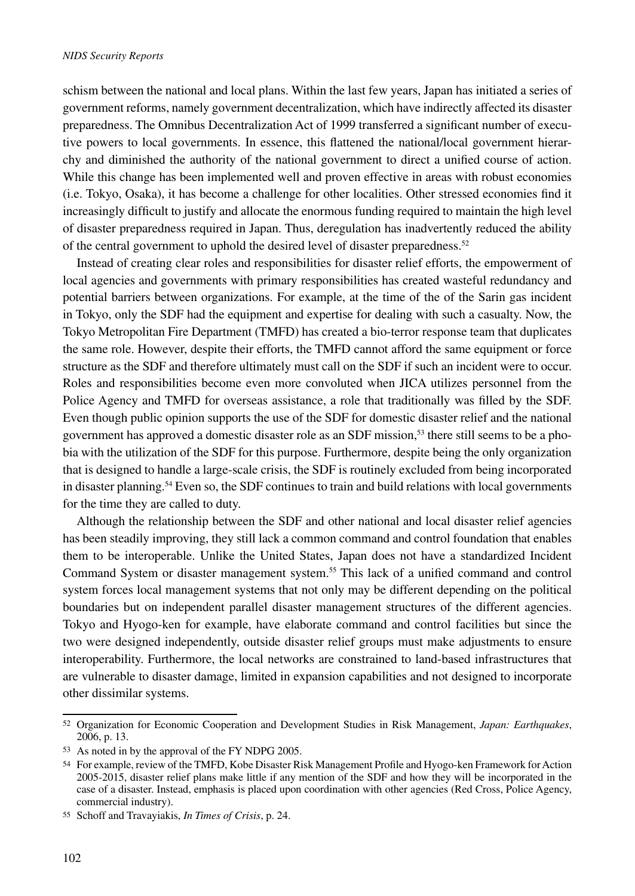schism between the national and local plans. Within the last few years, Japan has initiated a series of government reforms, namely government decentralization, which have indirectly affected its disaster preparedness. The Omnibus Decentralization Act of 1999 transferred a significant number of executive powers to local governments. In essence, this flattened the national/local government hierarchy and diminished the authority of the national government to direct a unified course of action. While this change has been implemented well and proven effective in areas with robust economies (i.e. Tokyo, Osaka), it has become a challenge for other localities. Other stressed economies find it increasingly difficult to justify and allocate the enormous funding required to maintain the high level of disaster preparedness required in Japan. Thus, deregulation has inadvertently reduced the ability of the central government to uphold the desired level of disaster preparedness.[52]

Instead of creating clear roles and responsibilities for disaster relief efforts, the empowerment of local agencies and governments with primary responsibilities has created wasteful redundancy and potential barriers between organizations. For example, at the time of the of the Sarin gas incident in Tokyo, only the SDF had the equipment and expertise for dealing with such a casualty. Now, the Tokyo Metropolitan Fire Department (TMFD) has created a bio-terror response team that duplicates the same role. However, despite their efforts, the TMFD cannot afford the same equipment or force structure as the SDF and therefore ultimately must call on the SDF if such an incident were to occur. Roles and responsibilities become even more convoluted when JICA utilizes personnel from the Police Agency and TMFD for overseas assistance, a role that traditionally was filled by the SDF. Even though public opinion supports the use of the SDF for domestic disaster relief and the national government has approved a domestic disaster role as an SDF mission,[53] there still seems to be a phobia with the utilization of the SDF for this purpose. Furthermore, despite being the only organization that is designed to handle a large-scale crisis, the SDF is routinely excluded from being incorporated in disaster planning.[54] Even so, the SDF continues to train and build relations with local governments for the time they are called to duty.

Although the relationship between the SDF and other national and local disaster relief agencies has been steadily improving, they still lack a common command and control foundation that enables them to be interoperable. Unlike the United States, Japan does not have a standardized Incident Command System or disaster management system.[55] This lack of a unified command and control system forces local management systems that not only may be different depending on the political boundaries but on independent parallel disaster management structures of the different agencies. Tokyo and Hyogo-ken for example, have elaborate command and control facilities but since the two were designed independently, outside disaster relief groups must make adjustments to ensure interoperability. Furthermore, the local networks are constrained to land-based infrastructures that are vulnerable to disaster damage, limited in expansion capabilities and not designed to incorporate other dissimilar systems.

---

[52] Organization for Economic Cooperation and Development Studies in Risk Management, *Japan: Earthquakes*, 2006, p. 13.

[53] As noted in by the approval of the FY NDPG 2005.

[54] For example, review of the TMFD, Kobe Disaster Risk Management Profile and Hyogo-ken Framework for Action 2005-2015, disaster relief plans make little if any mention of the SDF and how they will be incorporated in the case of a disaster. Instead, emphasis is placed upon coordination with other agencies (Red Cross, Police Agency, commercial industry).

[55] Schoff and Travayiakis, *In Times of Crisis*, p. 24.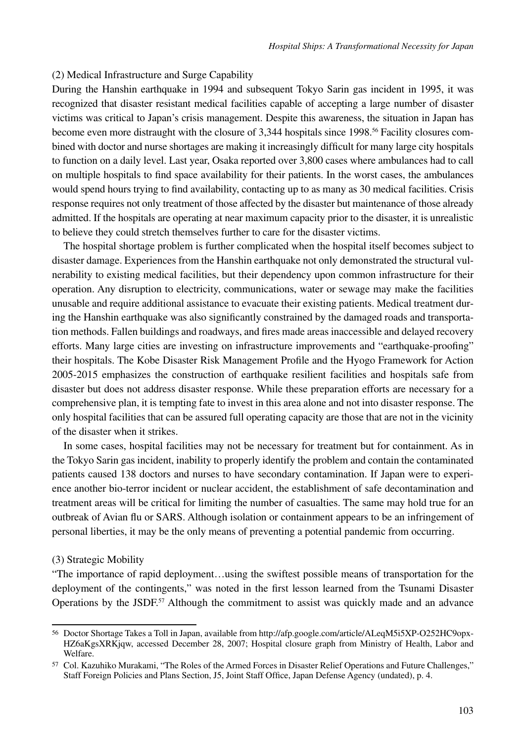(2) Medical Infrastructure and Surge Capability

During the Hanshin earthquake in 1994 and subsequent Tokyo Sarin gas incident in 1995, it was recognized that disaster resistant medical facilities capable of accepting a large number of disaster victims was critical to Japan's crisis management. Despite this awareness, the situation in Japan has become even more distraught with the closure of 3,344 hospitals since 1998.[56] Facility closures combined with doctor and nurse shortages are making it increasingly difficult for many large city hospitals to function on a daily level. Last year, Osaka reported over 3,800 cases where ambulances had to call on multiple hospitals to find space availability for their patients. In the worst cases, the ambulances would spend hours trying to find availability, contacting up to as many as 30 medical facilities. Crisis response requires not only treatment of those affected by the disaster but maintenance of those already admitted. If the hospitals are operating at near maximum capacity prior to the disaster, it is unrealistic to believe they could stretch themselves further to care for the disaster victims.

The hospital shortage problem is further complicated when the hospital itself becomes subject to disaster damage. Experiences from the Hanshin earthquake not only demonstrated the structural vulnerability to existing medical facilities, but their dependency upon common infrastructure for their operation. Any disruption to electricity, communications, water or sewage may make the facilities unusable and require additional assistance to evacuate their existing patients. Medical treatment during the Hanshin earthquake was also significantly constrained by the damaged roads and transportation methods. Fallen buildings and roadways, and fires made areas inaccessible and delayed recovery efforts. Many large cities are investing on infrastructure improvements and "earthquake-proofing" their hospitals. The Kobe Disaster Risk Management Profile and the Hyogo Framework for Action 2005-2015 emphasizes the construction of earthquake resilient facilities and hospitals safe from disaster but does not address disaster response. While these preparation efforts are necessary for a comprehensive plan, it is tempting fate to invest in this area alone and not into disaster response. The only hospital facilities that can be assured full operating capacity are those that are not in the vicinity of the disaster when it strikes.

In some cases, hospital facilities may not be necessary for treatment but for containment. As in the Tokyo Sarin gas incident, inability to properly identify the problem and contain the contaminated patients caused 138 doctors and nurses to have secondary contamination. If Japan were to experience another bio-terror incident or nuclear accident, the establishment of safe decontamination and treatment areas will be critical for limiting the number of casualties. The same may hold true for an outbreak of Avian flu or SARS. Although isolation or containment appears to be an infringement of personal liberties, it may be the only means of preventing a potential pandemic from occurring.

(3) Strategic Mobility

"The importance of rapid deployment…using the swiftest possible means of transportation for the deployment of the contingents," was noted in the first lesson learned from the Tsunami Disaster Operations by the JSDF.[57] Although the commitment to assist was quickly made and an advance

---

[56] Doctor Shortage Takes a Toll in Japan, available from http://afp.google.com/article/ALeqM5i5XP-O252HC9opx-HZ6aKgsXRKjqw, accessed December 28, 2007; Hospital closure graph from Ministry of Health, Labor and Welfare.

[57] Col. Kazuhiko Murakami, "The Roles of the Armed Forces in Disaster Relief Operations and Future Challenges," Staff Foreign Policies and Plans Section, J5, Joint Staff Office, Japan Defense Agency (undated), p. 4.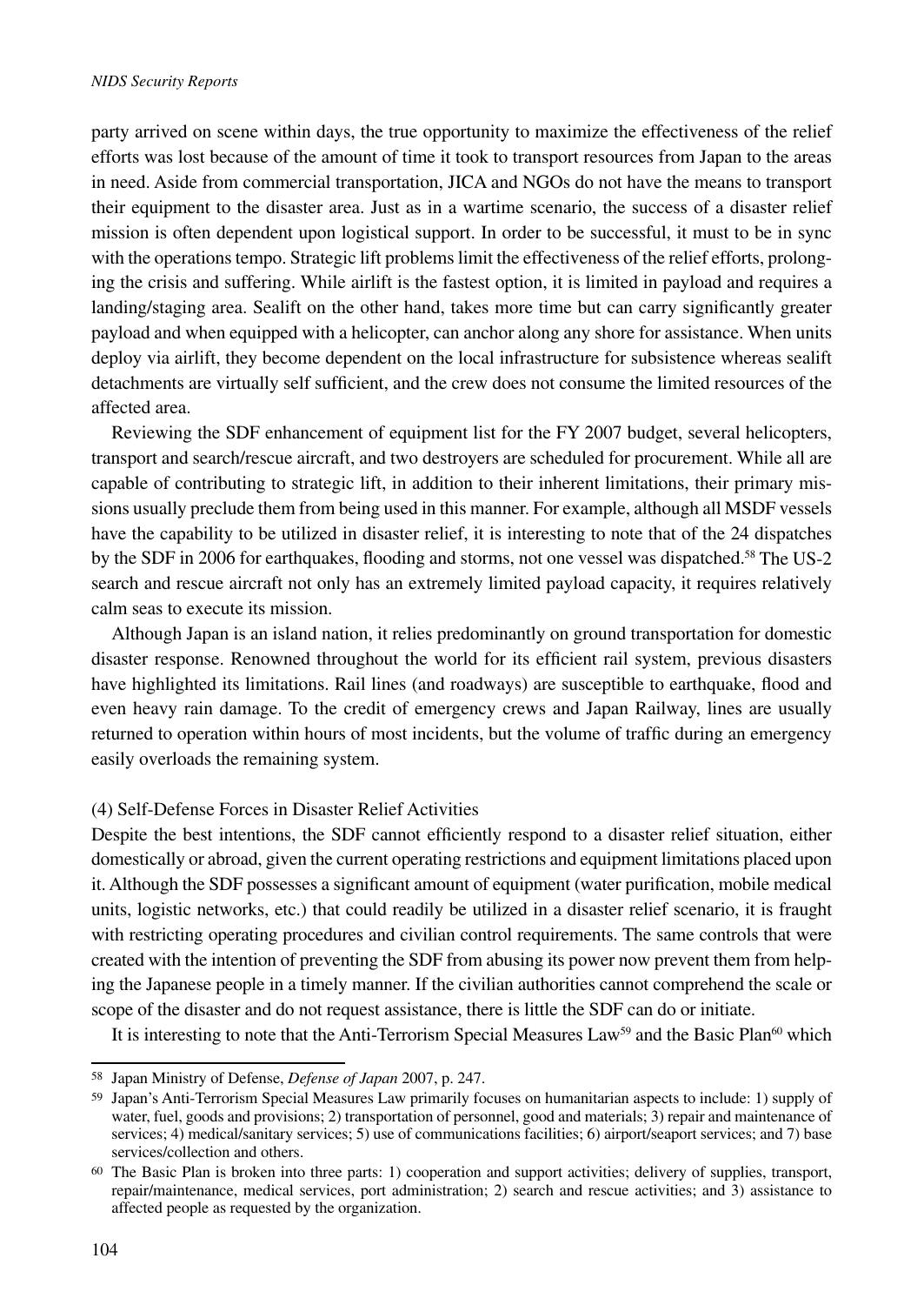party arrived on scene within days, the true opportunity to maximize the effectiveness of the relief efforts was lost because of the amount of time it took to transport resources from Japan to the areas in need. Aside from commercial transportation, JICA and NGOs do not have the means to transport their equipment to the disaster area. Just as in a wartime scenario, the success of a disaster relief mission is often dependent upon logistical support. In order to be successful, it must to be in sync with the operations tempo. Strategic lift problems limit the effectiveness of the relief efforts, prolonging the crisis and suffering. While airlift is the fastest option, it is limited in payload and requires a landing/staging area. Sealift on the other hand, takes more time but can carry significantly greater payload and when equipped with a helicopter, can anchor along any shore for assistance. When units deploy via airlift, they become dependent on the local infrastructure for subsistence whereas sealift detachments are virtually self sufficient, and the crew does not consume the limited resources of the affected area.

Reviewing the SDF enhancement of equipment list for the FY 2007 budget, several helicopters, transport and search/rescue aircraft, and two destroyers are scheduled for procurement. While all are capable of contributing to strategic lift, in addition to their inherent limitations, their primary missions usually preclude them from being used in this manner. For example, although all MSDF vessels have the capability to be utilized in disaster relief, it is interesting to note that of the 24 dispatches by the SDF in 2006 for earthquakes, flooding and storms, not one vessel was dispatched.[58] The US-2 search and rescue aircraft not only has an extremely limited payload capacity, it requires relatively calm seas to execute its mission.

Although Japan is an island nation, it relies predominantly on ground transportation for domestic disaster response. Renowned throughout the world for its efficient rail system, previous disasters have highlighted its limitations. Rail lines (and roadways) are susceptible to earthquake, flood and even heavy rain damage. To the credit of emergency crews and Japan Railway, lines are usually returned to operation within hours of most incidents, but the volume of traffic during an emergency easily overloads the remaining system.

(4) Self-Defense Forces in Disaster Relief Activities

Despite the best intentions, the SDF cannot efficiently respond to a disaster relief situation, either domestically or abroad, given the current operating restrictions and equipment limitations placed upon it. Although the SDF possesses a significant amount of equipment (water purification, mobile medical units, logistic networks, etc.) that could readily be utilized in a disaster relief scenario, it is fraught with restricting operating procedures and civilian control requirements. The same controls that were created with the intention of preventing the SDF from abusing its power now prevent them from helping the Japanese people in a timely manner. If the civilian authorities cannot comprehend the scale or scope of the disaster and do not request assistance, there is little the SDF can do or initiate.

It is interesting to note that the Anti-Terrorism Special Measures Law[59] and the Basic Plan[60] which

---

58 Japan Ministry of Defense, *Defense of Japan* 2007, p. 247.

59 Japan's Anti-Terrorism Special Measures Law primarily focuses on humanitarian aspects to include: 1) supply of water, fuel, goods and provisions; 2) transportation of personnel, good and materials; 3) repair and maintenance of services; 4) medical/sanitary services; 5) use of communications facilities; 6) airport/seaport services; and 7) base services/collection and others.

60 The Basic Plan is broken into three parts: 1) cooperation and support activities; delivery of supplies, transport, repair/maintenance, medical services, port administration; 2) search and rescue activities; and 3) assistance to affected people as requested by the organization.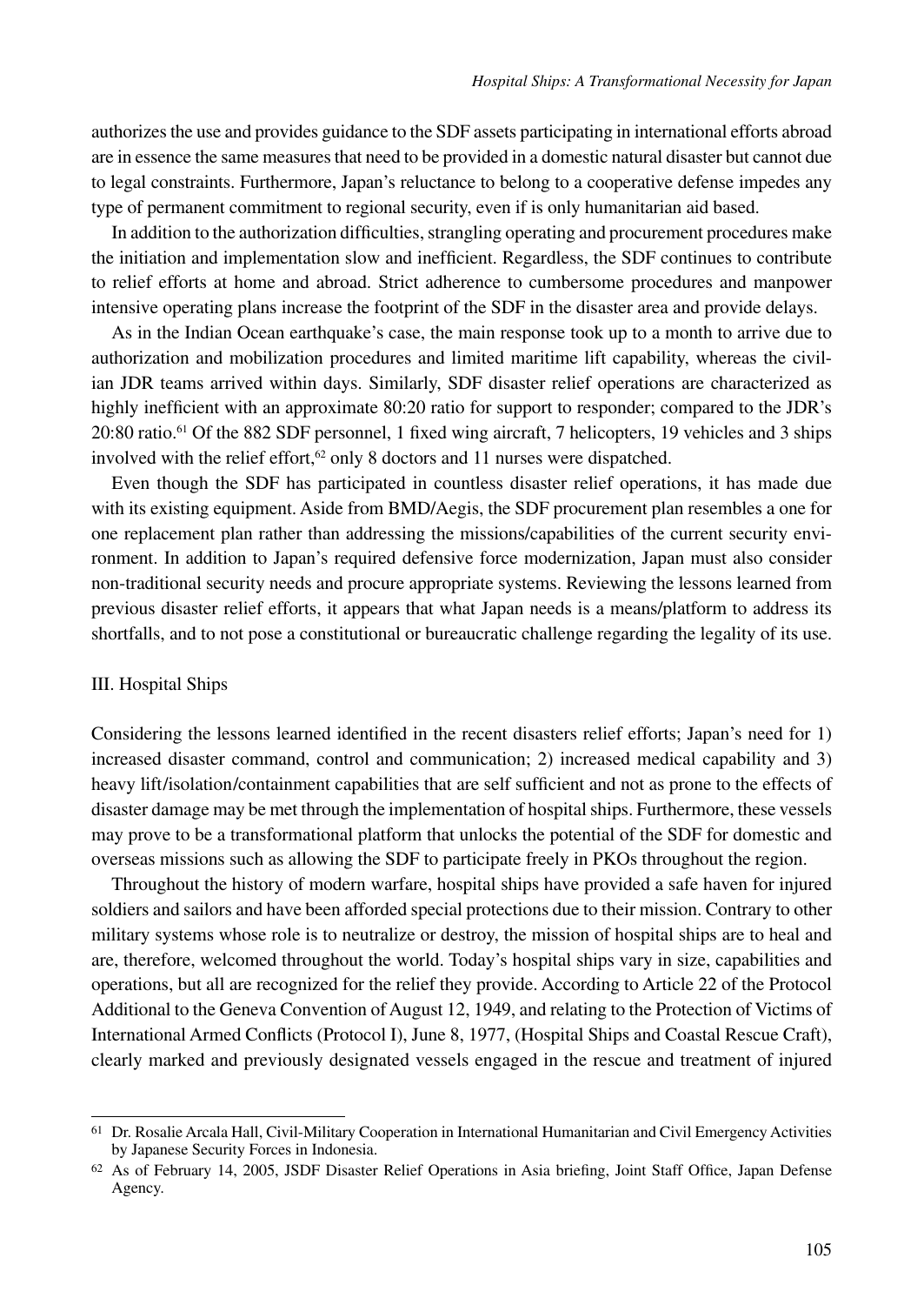authorizes the use and provides guidance to the SDF assets participating in international efforts abroad are in essence the same measures that need to be provided in a domestic natural disaster but cannot due to legal constraints. Furthermore, Japan's reluctance to belong to a cooperative defense impedes any type of permanent commitment to regional security, even if is only humanitarian aid based.

In addition to the authorization difficulties, strangling operating and procurement procedures make the initiation and implementation slow and inefficient. Regardless, the SDF continues to contribute to relief efforts at home and abroad. Strict adherence to cumbersome procedures and manpower intensive operating plans increase the footprint of the SDF in the disaster area and provide delays.

As in the Indian Ocean earthquake's case, the main response took up to a month to arrive due to authorization and mobilization procedures and limited maritime lift capability, whereas the civilian JDR teams arrived within days. Similarly, SDF disaster relief operations are characterized as highly inefficient with an approximate 80:20 ratio for support to responder; compared to the JDR's 20:80 ratio.[61] Of the 882 SDF personnel, 1 fixed wing aircraft, 7 helicopters, 19 vehicles and 3 ships involved with the relief effort,[62] only 8 doctors and 11 nurses were dispatched.

Even though the SDF has participated in countless disaster relief operations, it has made due with its existing equipment. Aside from BMD/Aegis, the SDF procurement plan resembles a one for one replacement plan rather than addressing the missions/capabilities of the current security environment. In addition to Japan's required defensive force modernization, Japan must also consider non-traditional security needs and procure appropriate systems. Reviewing the lessons learned from previous disaster relief efforts, it appears that what Japan needs is a means/platform to address its shortfalls, and to not pose a constitutional or bureaucratic challenge regarding the legality of its use.

## III. Hospital Ships

Considering the lessons learned identified in the recent disasters relief efforts; Japan's need for 1) increased disaster command, control and communication; 2) increased medical capability and 3) heavy lift/isolation/containment capabilities that are self sufficient and not as prone to the effects of disaster damage may be met through the implementation of hospital ships. Furthermore, these vessels may prove to be a transformational platform that unlocks the potential of the SDF for domestic and overseas missions such as allowing the SDF to participate freely in PKOs throughout the region.

Throughout the history of modern warfare, hospital ships have provided a safe haven for injured soldiers and sailors and have been afforded special protections due to their mission. Contrary to other military systems whose role is to neutralize or destroy, the mission of hospital ships are to heal and are, therefore, welcomed throughout the world. Today's hospital ships vary in size, capabilities and operations, but all are recognized for the relief they provide. According to Article 22 of the Protocol Additional to the Geneva Convention of August 12, 1949, and relating to the Protection of Victims of International Armed Conflicts (Protocol I), June 8, 1977, (Hospital Ships and Coastal Rescue Craft), clearly marked and previously designated vessels engaged in the rescue and treatment of injured

---

[61] Dr. Rosalie Arcala Hall, Civil-Military Cooperation in International Humanitarian and Civil Emergency Activities by Japanese Security Forces in Indonesia.

[62] As of February 14, 2005, JSDF Disaster Relief Operations in Asia briefing, Joint Staff Office, Japan Defense Agency.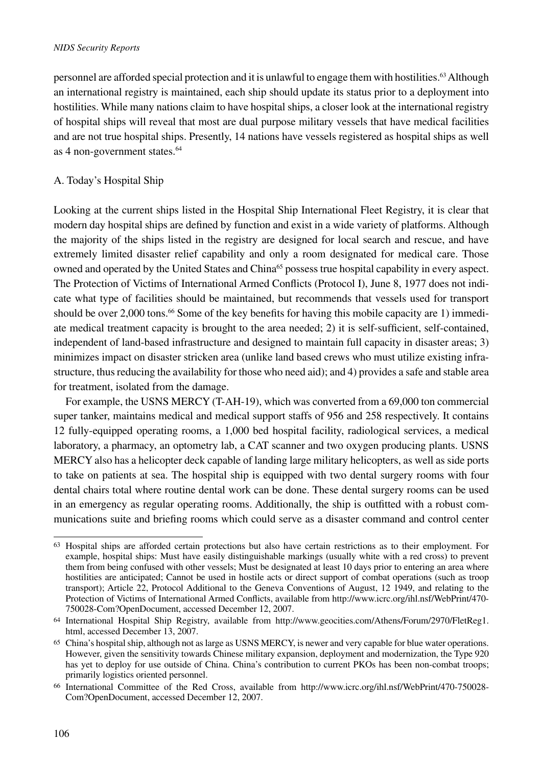personnel are afforded special protection and it is unlawful to engage them with hostilities.[63] Although an international registry is maintained, each ship should update its status prior to a deployment into hostilities. While many nations claim to have hospital ships, a closer look at the international registry of hospital ships will reveal that most are dual purpose military vessels that have medical facilities and are not true hospital ships. Presently, 14 nations have vessels registered as hospital ships as well as 4 non-government states.[64]

A. Today's Hospital Ship

Looking at the current ships listed in the Hospital Ship International Fleet Registry, it is clear that modern day hospital ships are defined by function and exist in a wide variety of platforms. Although the majority of the ships listed in the registry are designed for local search and rescue, and have extremely limited disaster relief capability and only a room designated for medical care. Those owned and operated by the United States and China[65] possess true hospital capability in every aspect. The Protection of Victims of International Armed Conflicts (Protocol I), June 8, 1977 does not indicate what type of facilities should be maintained, but recommends that vessels used for transport should be over 2,000 tons.[66] Some of the key benefits for having this mobile capacity are 1) immediate medical treatment capacity is brought to the area needed; 2) it is self-sufficient, self-contained, independent of land-based infrastructure and designed to maintain full capacity in disaster areas; 3) minimizes impact on disaster stricken area (unlike land based crews who must utilize existing infrastructure, thus reducing the availability for those who need aid); and 4) provides a safe and stable area for treatment, isolated from the damage.

For example, the USNS MERCY (T-AH-19), which was converted from a 69,000 ton commercial super tanker, maintains medical and medical support staffs of 956 and 258 respectively. It contains 12 fully-equipped operating rooms, a 1,000 bed hospital facility, radiological services, a medical laboratory, a pharmacy, an optometry lab, a CAT scanner and two oxygen producing plants. USNS MERCY also has a helicopter deck capable of landing large military helicopters, as well as side ports to take on patients at sea. The hospital ship is equipped with two dental surgery rooms with four dental chairs total where routine dental work can be done. These dental surgery rooms can be used in an emergency as regular operating rooms. Additionally, the ship is outfitted with a robust communications suite and briefing rooms which could serve as a disaster command and control center

---

[63] Hospital ships are afforded certain protections but also have certain restrictions as to their employment. For example, hospital ships: Must have easily distinguishable markings (usually white with a red cross) to prevent them from being confused with other vessels; Must be designated at least 10 days prior to entering an area where hostilities are anticipated; Cannot be used in hostile acts or direct support of combat operations (such as troop transport); Article 22, Protocol Additional to the Geneva Conventions of August, 12 1949, and relating to the Protection of Victims of International Armed Conflicts, available from http://www.icrc.org/ihl.nsf/WebPrint/470-750028-Com?OpenDocument, accessed December 12, 2007.

[64] International Hospital Ship Registry, available from http://www.geocities.com/Athens/Forum/2970/FletReg1.html, accessed December 13, 2007.

[65] China's hospital ship, although not as large as USNS MERCY, is newer and very capable for blue water operations. However, given the sensitivity towards Chinese military expansion, deployment and modernization, the Type 920 has yet to deploy for use outside of China. China's contribution to current PKOs has been non-combat troops; primarily logistics oriented personnel.

[66] International Committee of the Red Cross, available from http://www.icrc.org/ihl.nsf/WebPrint/470-750028-Com?OpenDocument, accessed December 12, 2007.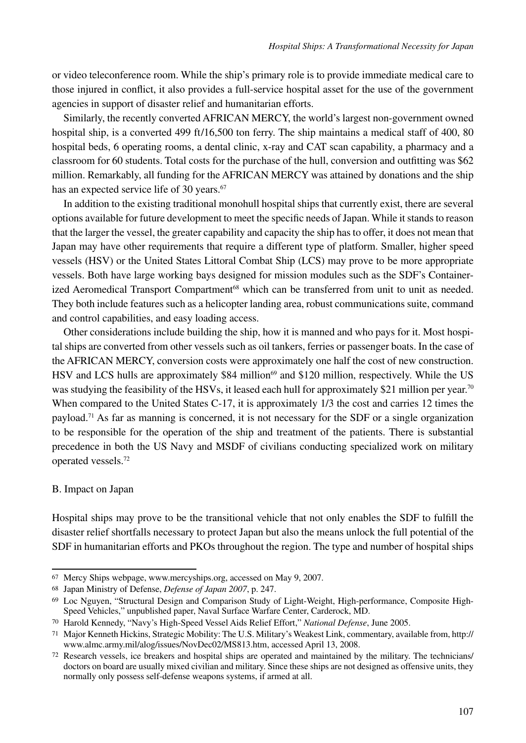or video teleconference room. While the ship's primary role is to provide immediate medical care to those injured in conflict, it also provides a full-service hospital asset for the use of the government agencies in support of disaster relief and humanitarian efforts.

Similarly, the recently converted AFRICAN MERCY, the world's largest non-government owned hospital ship, is a converted 499 ft/16,500 ton ferry. The ship maintains a medical staff of 400, 80 hospital beds, 6 operating rooms, a dental clinic, x-ray and CAT scan capability, a pharmacy and a classroom for 60 students. Total costs for the purchase of the hull, conversion and outfitting was $62 million. Remarkably, all funding for the AFRICAN MERCY was attained by donations and the ship has an expected service life of 30 years.[67]

In addition to the existing traditional monohull hospital ships that currently exist, there are several options available for future development to meet the specific needs of Japan. While it stands to reason that the larger the vessel, the greater capability and capacity the ship has to offer, it does not mean that Japan may have other requirements that require a different type of platform. Smaller, higher speed vessels (HSV) or the United States Littoral Combat Ship (LCS) may prove to be more appropriate vessels. Both have large working bays designed for mission modules such as the SDF's Containerized Aeromedical Transport Compartment[68] which can be transferred from unit to unit as needed. They both include features such as a helicopter landing area, robust communications suite, command and control capabilities, and easy loading access.

Other considerations include building the ship, how it is manned and who pays for it. Most hospital ships are converted from other vessels such as oil tankers, ferries or passenger boats. In the case of the AFRICAN MERCY, conversion costs were approximately one half the cost of new construction. HSV and LCS hulls are approximately $84 million[69] and $120 million, respectively. While the US was studying the feasibility of the HSVs, it leased each hull for approximately $21 million per year.[70] When compared to the United States C-17, it is approximately 1/3 the cost and carries 12 times the payload.[71] As far as manning is concerned, it is not necessary for the SDF or a single organization to be responsible for the operation of the ship and treatment of the patients. There is substantial precedence in both the US Navy and MSDF of civilians conducting specialized work on military operated vessels.[72]

B. Impact on Japan

Hospital ships may prove to be the transitional vehicle that not only enables the SDF to fulfill the disaster relief shortfalls necessary to protect Japan but also the means unlock the full potential of the SDF in humanitarian efforts and PKOs throughout the region. The type and number of hospital ships

---

[67] Mercy Ships webpage, www.mercyships.org, accessed on May 9, 2007.

[68] Japan Ministry of Defense, *Defense of Japan 2007*, p. 247.

[69] Loc Nguyen, "Structural Design and Comparison Study of Light-Weight, High-performance, Composite High-Speed Vehicles," unpublished paper, Naval Surface Warfare Center, Carderock, MD.

[70] Harold Kennedy, "Navy's High-Speed Vessel Aids Relief Effort," *National Defense*, June 2005.

[71] Major Kenneth Hickins, Strategic Mobility: The U.S. Military's Weakest Link, commentary, available from, http://www.almc.army.mil/alog/issues/NovDec02/MS813.htm, accessed April 13, 2008.

[72] Research vessels, ice breakers and hospital ships are operated and maintained by the military. The technicians/doctors on board are usually mixed civilian and military. Since these ships are not designed as offensive units, they normally only possess self-defense weapons systems, if armed at all.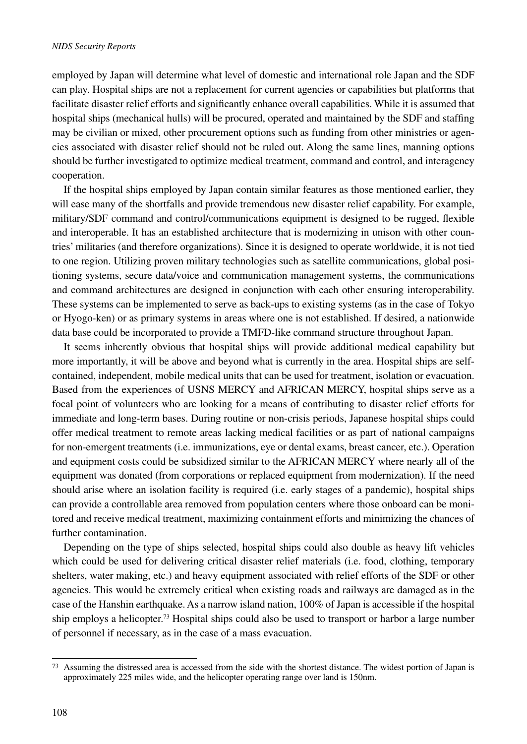employed by Japan will determine what level of domestic and international role Japan and the SDF can play. Hospital ships are not a replacement for current agencies or capabilities but platforms that facilitate disaster relief efforts and significantly enhance overall capabilities. While it is assumed that hospital ships (mechanical hulls) will be procured, operated and maintained by the SDF and staffing may be civilian or mixed, other procurement options such as funding from other ministries or agencies associated with disaster relief should not be ruled out. Along the same lines, manning options should be further investigated to optimize medical treatment, command and control, and interagency cooperation.

If the hospital ships employed by Japan contain similar features as those mentioned earlier, they will ease many of the shortfalls and provide tremendous new disaster relief capability. For example, military/SDF command and control/communications equipment is designed to be rugged, flexible and interoperable. It has an established architecture that is modernizing in unison with other countries' militaries (and therefore organizations). Since it is designed to operate worldwide, it is not tied to one region. Utilizing proven military technologies such as satellite communications, global positioning systems, secure data/voice and communication management systems, the communications and command architectures are designed in conjunction with each other ensuring interoperability. These systems can be implemented to serve as back-ups to existing systems (as in the case of Tokyo or Hyogo-ken) or as primary systems in areas where one is not established. If desired, a nationwide data base could be incorporated to provide a TMFD-like command structure throughout Japan.

It seems inherently obvious that hospital ships will provide additional medical capability but more importantly, it will be above and beyond what is currently in the area. Hospital ships are self-contained, independent, mobile medical units that can be used for treatment, isolation or evacuation. Based from the experiences of USNS MERCY and AFRICAN MERCY, hospital ships serve as a focal point of volunteers who are looking for a means of contributing to disaster relief efforts for immediate and long-term bases. During routine or non-crisis periods, Japanese hospital ships could offer medical treatment to remote areas lacking medical facilities or as part of national campaigns for non-emergent treatments (i.e. immunizations, eye or dental exams, breast cancer, etc.). Operation and equipment costs could be subsidized similar to the AFRICAN MERCY where nearly all of the equipment was donated (from corporations or replaced equipment from modernization). If the need should arise where an isolation facility is required (i.e. early stages of a pandemic), hospital ships can provide a controllable area removed from population centers where those onboard can be monitored and receive medical treatment, maximizing containment efforts and minimizing the chances of further contamination.

Depending on the type of ships selected, hospital ships could also double as heavy lift vehicles which could be used for delivering critical disaster relief materials (i.e. food, clothing, temporary shelters, water making, etc.) and heavy equipment associated with relief efforts of the SDF or other agencies. This would be extremely critical when existing roads and railways are damaged as in the case of the Hanshin earthquake. As a narrow island nation, 100% of Japan is accessible if the hospital ship employs a helicopter.[73] Hospital ships could also be used to transport or harbor a large number of personnel if necessary, as in the case of a mass evacuation.

---

[73] Assuming the distressed area is accessed from the side with the shortest distance. The widest portion of Japan is approximately 225 miles wide, and the helicopter operating range over land is 150nm.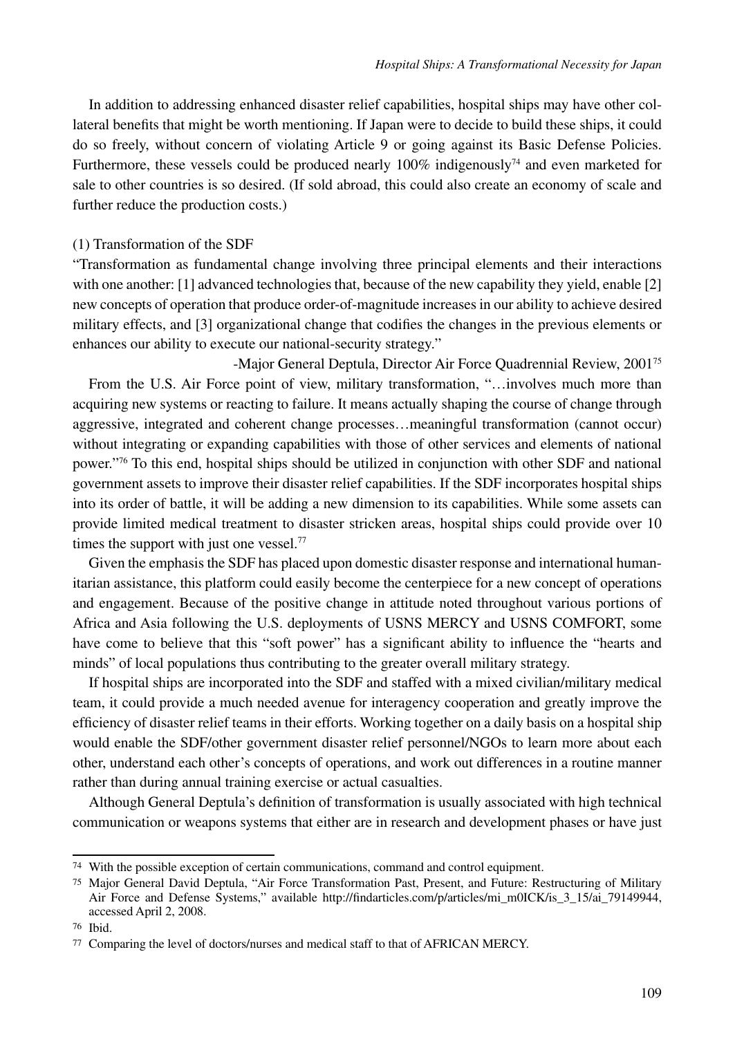In addition to addressing enhanced disaster relief capabilities, hospital ships may have other collateral benefits that might be worth mentioning. If Japan were to decide to build these ships, it could do so freely, without concern of violating Article 9 or going against its Basic Defense Policies. Furthermore, these vessels could be produced nearly 100% indigenously[74] and even marketed for sale to other countries is so desired. (If sold abroad, this could also create an economy of scale and further reduce the production costs.)

### (1) Transformation of the SDF

"Transformation as fundamental change involving three principal elements and their interactions with one another: [1] advanced technologies that, because of the new capability they yield, enable [2] new concepts of operation that produce order-of-magnitude increases in our ability to achieve desired military effects, and [3] organizational change that codifies the changes in the previous elements or enhances our ability to execute our national-security strategy."

-Major General Deptula, Director Air Force Quadrennial Review, 2001[75]

From the U.S. Air Force point of view, military transformation, "…involves much more than acquiring new systems or reacting to failure. It means actually shaping the course of change through aggressive, integrated and coherent change processes…meaningful transformation (cannot occur) without integrating or expanding capabilities with those of other services and elements of national power."[76] To this end, hospital ships should be utilized in conjunction with other SDF and national government assets to improve their disaster relief capabilities. If the SDF incorporates hospital ships into its order of battle, it will be adding a new dimension to its capabilities. While some assets can provide limited medical treatment to disaster stricken areas, hospital ships could provide over 10 times the support with just one vessel.[77]

Given the emphasis the SDF has placed upon domestic disaster response and international humanitarian assistance, this platform could easily become the centerpiece for a new concept of operations and engagement. Because of the positive change in attitude noted throughout various portions of Africa and Asia following the U.S. deployments of USNS MERCY and USNS COMFORT, some have come to believe that this "soft power" has a significant ability to influence the "hearts and minds" of local populations thus contributing to the greater overall military strategy.

If hospital ships are incorporated into the SDF and staffed with a mixed civilian/military medical team, it could provide a much needed avenue for interagency cooperation and greatly improve the efficiency of disaster relief teams in their efforts. Working together on a daily basis on a hospital ship would enable the SDF/other government disaster relief personnel/NGOs to learn more about each other, understand each other's concepts of operations, and work out differences in a routine manner rather than during annual training exercise or actual casualties.

Although General Deptula's definition of transformation is usually associated with high technical communication or weapons systems that either are in research and development phases or have just

---

74 With the possible exception of certain communications, command and control equipment.

75 Major General David Deptula, "Air Force Transformation Past, Present, and Future: Restructuring of Military Air Force and Defense Systems," available http://findarticles.com/p/articles/mi_m0ICK/is_3_15/ai_79149944, accessed April 2, 2008.

76 Ibid.

77 Comparing the level of doctors/nurses and medical staff to that of AFRICAN MERCY.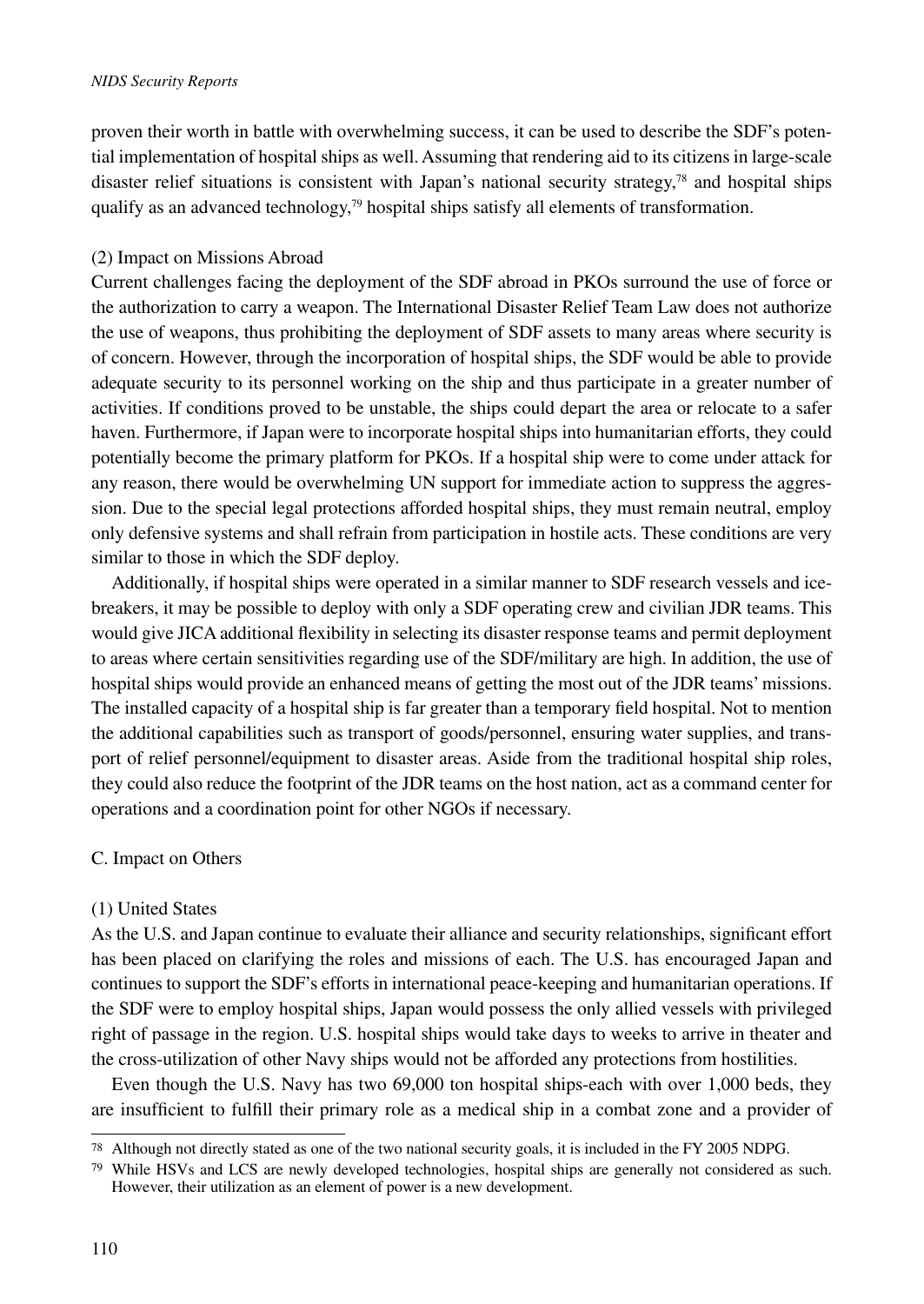proven their worth in battle with overwhelming success, it can be used to describe the SDF's potential implementation of hospital ships as well. Assuming that rendering aid to its citizens in large-scale disaster relief situations is consistent with Japan's national security strategy,[78] and hospital ships qualify as an advanced technology,[79] hospital ships satisfy all elements of transformation.

(2) Impact on Missions Abroad

Current challenges facing the deployment of the SDF abroad in PKOs surround the use of force or the authorization to carry a weapon. The International Disaster Relief Team Law does not authorize the use of weapons, thus prohibiting the deployment of SDF assets to many areas where security is of concern. However, through the incorporation of hospital ships, the SDF would be able to provide adequate security to its personnel working on the ship and thus participate in a greater number of activities. If conditions proved to be unstable, the ships could depart the area or relocate to a safer haven. Furthermore, if Japan were to incorporate hospital ships into humanitarian efforts, they could potentially become the primary platform for PKOs. If a hospital ship were to come under attack for any reason, there would be overwhelming UN support for immediate action to suppress the aggression. Due to the special legal protections afforded hospital ships, they must remain neutral, employ only defensive systems and shall refrain from participation in hostile acts. These conditions are very similar to those in which the SDF deploy.

Additionally, if hospital ships were operated in a similar manner to SDF research vessels and icebreakers, it may be possible to deploy with only a SDF operating crew and civilian JDR teams. This would give JICA additional flexibility in selecting its disaster response teams and permit deployment to areas where certain sensitivities regarding use of the SDF/military are high. In addition, the use of hospital ships would provide an enhanced means of getting the most out of the JDR teams' missions. The installed capacity of a hospital ship is far greater than a temporary field hospital. Not to mention the additional capabilities such as transport of goods/personnel, ensuring water supplies, and transport of relief personnel/equipment to disaster areas. Aside from the traditional hospital ship roles, they could also reduce the footprint of the JDR teams on the host nation, act as a command center for operations and a coordination point for other NGOs if necessary.

C. Impact on Others

(1) United States

As the U.S. and Japan continue to evaluate their alliance and security relationships, significant effort has been placed on clarifying the roles and missions of each. The U.S. has encouraged Japan and continues to support the SDF's efforts in international peace-keeping and humanitarian operations. If the SDF were to employ hospital ships, Japan would possess the only allied vessels with privileged right of passage in the region. U.S. hospital ships would take days to weeks to arrive in theater and the cross-utilization of other Navy ships would not be afforded any protections from hostilities.

Even though the U.S. Navy has two 69,000 ton hospital ships-each with over 1,000 beds, they are insufficient to fulfill their primary role as a medical ship in a combat zone and a provider of

---

[78] Although not directly stated as one of the two national security goals, it is included in the FY 2005 NDPG.

[79] While HSVs and LCS are newly developed technologies, hospital ships are generally not considered as such. However, their utilization as an element of power is a new development.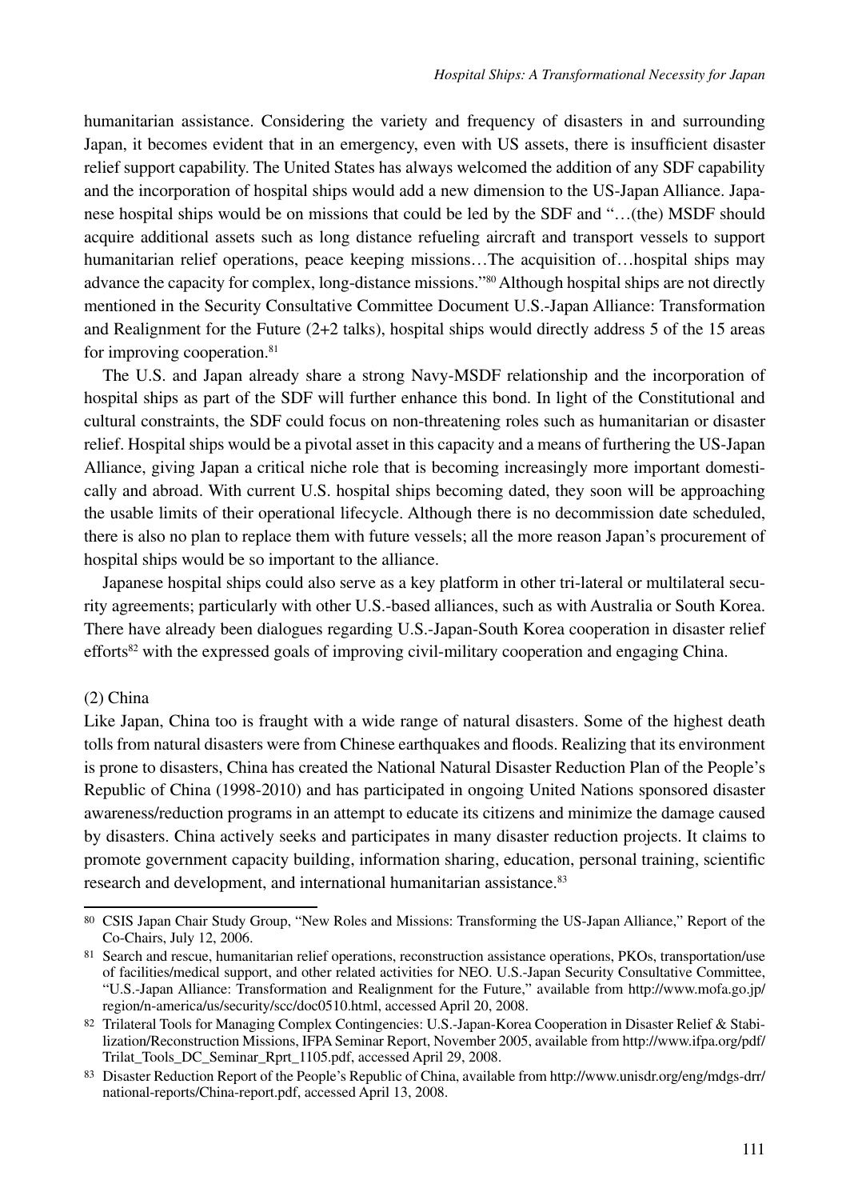humanitarian assistance. Considering the variety and frequency of disasters in and surrounding Japan, it becomes evident that in an emergency, even with US assets, there is insufficient disaster relief support capability. The United States has always welcomed the addition of any SDF capability and the incorporation of hospital ships would add a new dimension to the US-Japan Alliance. Japanese hospital ships would be on missions that could be led by the SDF and "…(the) MSDF should acquire additional assets such as long distance refueling aircraft and transport vessels to support humanitarian relief operations, peace keeping missions…The acquisition of…hospital ships may advance the capacity for complex, long-distance missions."[80] Although hospital ships are not directly mentioned in the Security Consultative Committee Document U.S.-Japan Alliance: Transformation and Realignment for the Future (2+2 talks), hospital ships would directly address 5 of the 15 areas for improving cooperation.[81]

The U.S. and Japan already share a strong Navy-MSDF relationship and the incorporation of hospital ships as part of the SDF will further enhance this bond. In light of the Constitutional and cultural constraints, the SDF could focus on non-threatening roles such as humanitarian or disaster relief. Hospital ships would be a pivotal asset in this capacity and a means of furthering the US-Japan Alliance, giving Japan a critical niche role that is becoming increasingly more important domestically and abroad. With current U.S. hospital ships becoming dated, they soon will be approaching the usable limits of their operational lifecycle. Although there is no decommission date scheduled, there is also no plan to replace them with future vessels; all the more reason Japan's procurement of hospital ships would be so important to the alliance.

Japanese hospital ships could also serve as a key platform in other tri-lateral or multilateral security agreements; particularly with other U.S.-based alliances, such as with Australia or South Korea. There have already been dialogues regarding U.S.-Japan-South Korea cooperation in disaster relief efforts[82] with the expressed goals of improving civil-military cooperation and engaging China.

(2) China

Like Japan, China too is fraught with a wide range of natural disasters. Some of the highest death tolls from natural disasters were from Chinese earthquakes and floods. Realizing that its environment is prone to disasters, China has created the National Natural Disaster Reduction Plan of the People's Republic of China (1998-2010) and has participated in ongoing United Nations sponsored disaster awareness/reduction programs in an attempt to educate its citizens and minimize the damage caused by disasters. China actively seeks and participates in many disaster reduction projects. It claims to promote government capacity building, information sharing, education, personal training, scientific research and development, and international humanitarian assistance.[83]

---

[80] CSIS Japan Chair Study Group, "New Roles and Missions: Transforming the US-Japan Alliance," Report of the Co-Chairs, July 12, 2006.

[81] Search and rescue, humanitarian relief operations, reconstruction assistance operations, PKOs, transportation/use of facilities/medical support, and other related activities for NEO. U.S.-Japan Security Consultative Committee, "U.S.-Japan Alliance: Transformation and Realignment for the Future," available from http://www.mofa.go.jp/region/n-america/us/security/scc/doc0510.html, accessed April 20, 2008.

[82] Trilateral Tools for Managing Complex Contingencies: U.S.-Japan-Korea Cooperation in Disaster Relief & Stabilization/Reconstruction Missions, IFPA Seminar Report, November 2005, available from http://www.ifpa.org/pdf/Trilat_Tools_DC_Seminar_Rprt_1105.pdf, accessed April 29, 2008.

[83] Disaster Reduction Report of the People's Republic of China, available from http://www.unisdr.org/eng/mdgs-drr/national-reports/China-report.pdf, accessed April 13, 2008.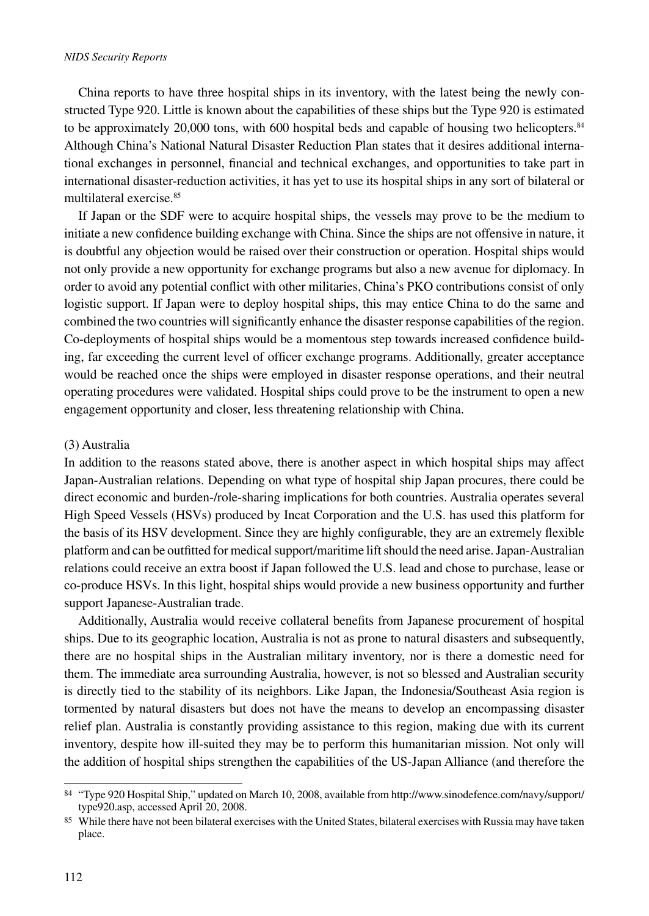China reports to have three hospital ships in its inventory, with the latest being the newly constructed Type 920. Little is known about the capabilities of these ships but the Type 920 is estimated to be approximately 20,000 tons, with 600 hospital beds and capable of housing two helicopters.[84] Although China's National Natural Disaster Reduction Plan states that it desires additional international exchanges in personnel, financial and technical exchanges, and opportunities to take part in international disaster-reduction activities, it has yet to use its hospital ships in any sort of bilateral or multilateral exercise.[85]

If Japan or the SDF were to acquire hospital ships, the vessels may prove to be the medium to initiate a new confidence building exchange with China. Since the ships are not offensive in nature, it is doubtful any objection would be raised over their construction or operation. Hospital ships would not only provide a new opportunity for exchange programs but also a new avenue for diplomacy. In order to avoid any potential conflict with other militaries, China's PKO contributions consist of only logistic support. If Japan were to deploy hospital ships, this may entice China to do the same and combined the two countries will significantly enhance the disaster response capabilities of the region. Co-deployments of hospital ships would be a momentous step towards increased confidence building, far exceeding the current level of officer exchange programs. Additionally, greater acceptance would be reached once the ships were employed in disaster response operations, and their neutral operating procedures were validated. Hospital ships could prove to be the instrument to open a new engagement opportunity and closer, less threatening relationship with China.

(3) Australia

In addition to the reasons stated above, there is another aspect in which hospital ships may affect Japan-Australian relations. Depending on what type of hospital ship Japan procures, there could be direct economic and burden-/role-sharing implications for both countries. Australia operates several High Speed Vessels (HSVs) produced by Incat Corporation and the U.S. has used this platform for the basis of its HSV development. Since they are highly configurable, they are an extremely flexible platform and can be outfitted for medical support/maritime lift should the need arise. Japan-Australian relations could receive an extra boost if Japan followed the U.S. lead and chose to purchase, lease or co-produce HSVs. In this light, hospital ships would provide a new business opportunity and further support Japanese-Australian trade.

Additionally, Australia would receive collateral benefits from Japanese procurement of hospital ships. Due to its geographic location, Australia is not as prone to natural disasters and subsequently, there are no hospital ships in the Australian military inventory, nor is there a domestic need for them. The immediate area surrounding Australia, however, is not so blessed and Australian security is directly tied to the stability of its neighbors. Like Japan, the Indonesia/Southeast Asia region is tormented by natural disasters but does not have the means to develop an encompassing disaster relief plan. Australia is constantly providing assistance to this region, making due with its current inventory, despite how ill-suited they may be to perform this humanitarian mission. Not only will the addition of hospital ships strengthen the capabilities of the US-Japan Alliance (and therefore the

---

[84] "Type 920 Hospital Ship," updated on March 10, 2008, available from http://www.sinodefence.com/navy/support/type920.asp, accessed April 20, 2008.

[85] While there have not been bilateral exercises with the United States, bilateral exercises with Russia may have taken place.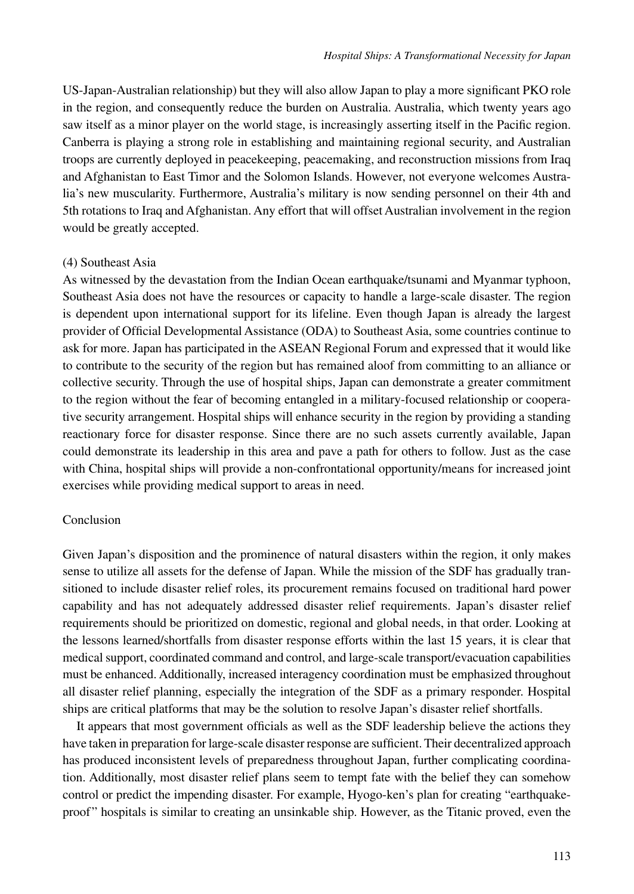US-Japan-Australian relationship) but they will also allow Japan to play a more significant PKO role in the region, and consequently reduce the burden on Australia. Australia, which twenty years ago saw itself as a minor player on the world stage, is increasingly asserting itself in the Pacific region. Canberra is playing a strong role in establishing and maintaining regional security, and Australian troops are currently deployed in peacekeeping, peacemaking, and reconstruction missions from Iraq and Afghanistan to East Timor and the Solomon Islands. However, not everyone welcomes Australia's new muscularity. Furthermore, Australia's military is now sending personnel on their 4th and 5th rotations to Iraq and Afghanistan. Any effort that will offset Australian involvement in the region would be greatly accepted.

(4) Southeast Asia

As witnessed by the devastation from the Indian Ocean earthquake/tsunami and Myanmar typhoon, Southeast Asia does not have the resources or capacity to handle a large-scale disaster. The region is dependent upon international support for its lifeline. Even though Japan is already the largest provider of Official Developmental Assistance (ODA) to Southeast Asia, some countries continue to ask for more. Japan has participated in the ASEAN Regional Forum and expressed that it would like to contribute to the security of the region but has remained aloof from committing to an alliance or collective security. Through the use of hospital ships, Japan can demonstrate a greater commitment to the region without the fear of becoming entangled in a military-focused relationship or cooperative security arrangement. Hospital ships will enhance security in the region by providing a standing reactionary force for disaster response. Since there are no such assets currently available, Japan could demonstrate its leadership in this area and pave a path for others to follow. Just as the case with China, hospital ships will provide a non-confrontational opportunity/means for increased joint exercises while providing medical support to areas in need.

## Conclusion

Given Japan's disposition and the prominence of natural disasters within the region, it only makes sense to utilize all assets for the defense of Japan. While the mission of the SDF has gradually transitioned to include disaster relief roles, its procurement remains focused on traditional hard power capability and has not adequately addressed disaster relief requirements. Japan's disaster relief requirements should be prioritized on domestic, regional and global needs, in that order. Looking at the lessons learned/shortfalls from disaster response efforts within the last 15 years, it is clear that medical support, coordinated command and control, and large-scale transport/evacuation capabilities must be enhanced. Additionally, increased interagency coordination must be emphasized throughout all disaster relief planning, especially the integration of the SDF as a primary responder. Hospital ships are critical platforms that may be the solution to resolve Japan's disaster relief shortfalls.

It appears that most government officials as well as the SDF leadership believe the actions they have taken in preparation for large-scale disaster response are sufficient. Their decentralized approach has produced inconsistent levels of preparedness throughout Japan, further complicating coordination. Additionally, most disaster relief plans seem to tempt fate with the belief they can somehow control or predict the impending disaster. For example, Hyogo-ken's plan for creating "earthquake-proof" hospitals is similar to creating an unsinkable ship. However, as the Titanic proved, even the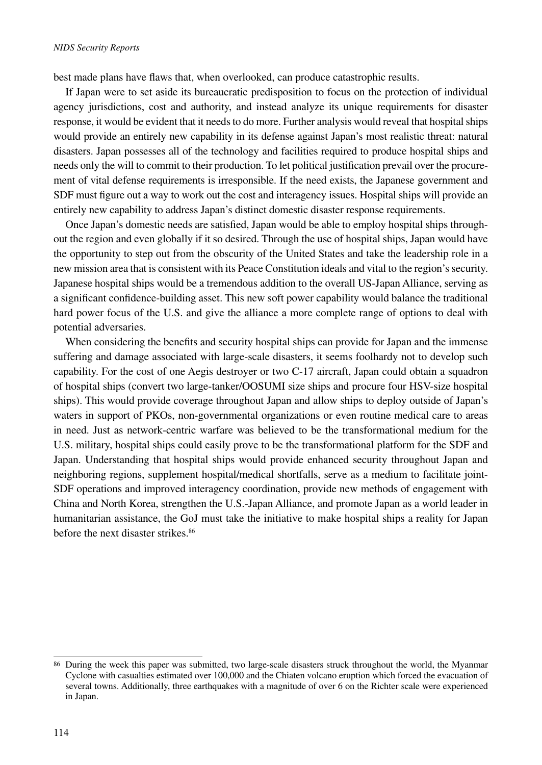best made plans have flaws that, when overlooked, can produce catastrophic results.

If Japan were to set aside its bureaucratic predisposition to focus on the protection of individual agency jurisdictions, cost and authority, and instead analyze its unique requirements for disaster response, it would be evident that it needs to do more. Further analysis would reveal that hospital ships would provide an entirely new capability in its defense against Japan's most realistic threat: natural disasters. Japan possesses all of the technology and facilities required to produce hospital ships and needs only the will to commit to their production. To let political justification prevail over the procurement of vital defense requirements is irresponsible. If the need exists, the Japanese government and SDF must figure out a way to work out the cost and interagency issues. Hospital ships will provide an entirely new capability to address Japan's distinct domestic disaster response requirements.

Once Japan's domestic needs are satisfied, Japan would be able to employ hospital ships throughout the region and even globally if it so desired. Through the use of hospital ships, Japan would have the opportunity to step out from the obscurity of the United States and take the leadership role in a new mission area that is consistent with its Peace Constitution ideals and vital to the region's security. Japanese hospital ships would be a tremendous addition to the overall US-Japan Alliance, serving as a significant confidence-building asset. This new soft power capability would balance the traditional hard power focus of the U.S. and give the alliance a more complete range of options to deal with potential adversaries.

When considering the benefits and security hospital ships can provide for Japan and the immense suffering and damage associated with large-scale disasters, it seems foolhardy not to develop such capability. For the cost of one Aegis destroyer or two C-17 aircraft, Japan could obtain a squadron of hospital ships (convert two large-tanker/OOSUMI size ships and procure four HSV-size hospital ships). This would provide coverage throughout Japan and allow ships to deploy outside of Japan's waters in support of PKOs, non-governmental organizations or even routine medical care to areas in need. Just as network-centric warfare was believed to be the transformational medium for the U.S. military, hospital ships could easily prove to be the transformational platform for the SDF and Japan. Understanding that hospital ships would provide enhanced security throughout Japan and neighboring regions, supplement hospital/medical shortfalls, serve as a medium to facilitate joint-SDF operations and improved interagency coordination, provide new methods of engagement with China and North Korea, strengthen the U.S.-Japan Alliance, and promote Japan as a world leader in humanitarian assistance, the GoJ must take the initiative to make hospital ships a reality for Japan before the next disaster strikes.[86]

---

[86] During the week this paper was submitted, two large-scale disasters struck throughout the world, the Myanmar Cyclone with casualties estimated over 100,000 and the Chiaten volcano eruption which forced the evacuation of several towns. Additionally, three earthquakes with a magnitude of over 6 on the Richter scale were experienced in Japan.